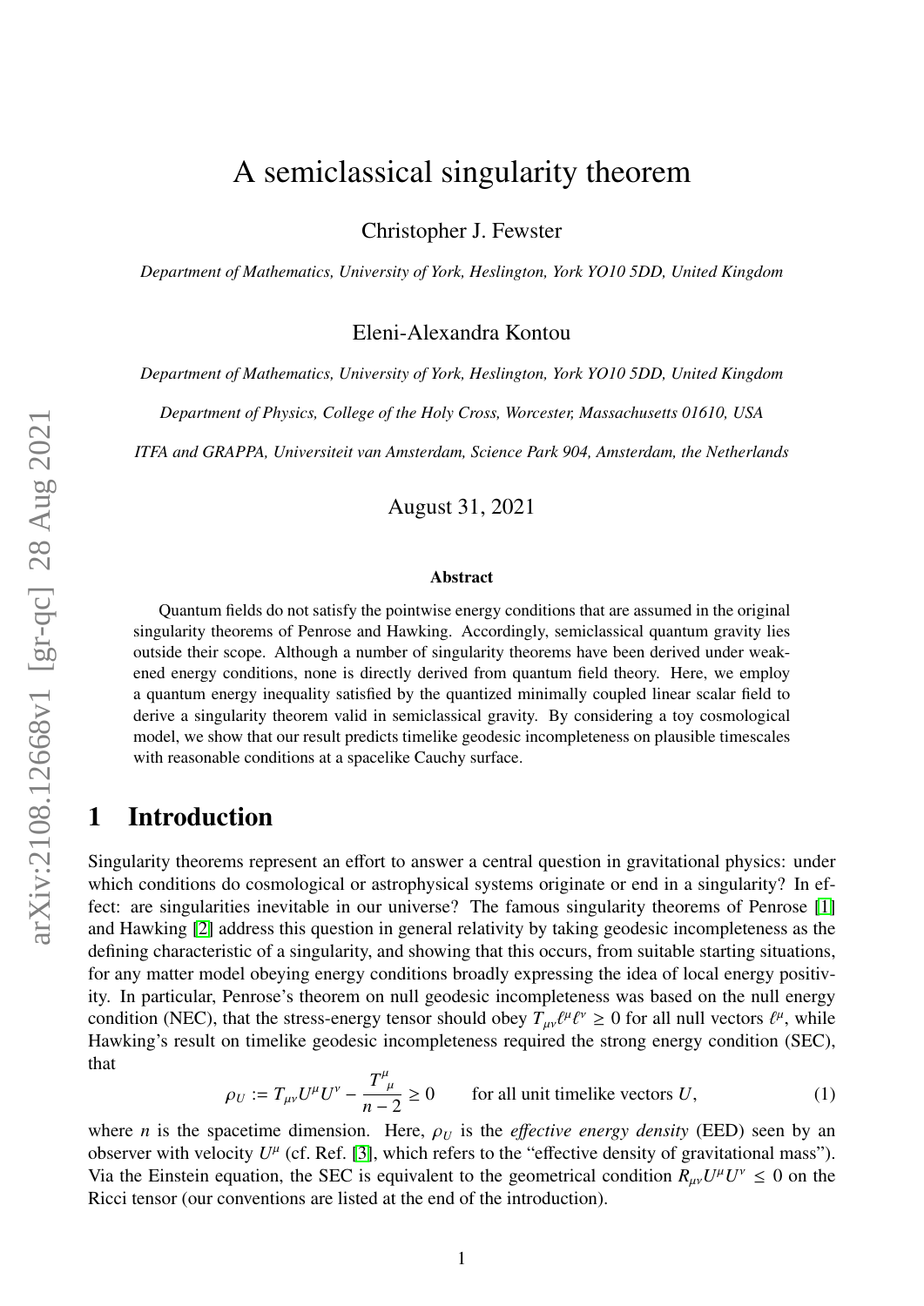# A semiclassical singularity theorem

Christopher J. Fewster

*Department of Mathematics, University of York, Heslington, York YO10 5DD, United Kingdom*

Eleni-Alexandra Kontou

*Department of Mathematics, University of York, Heslington, York YO10 5DD, United Kingdom*

*Department of Physics, College of the Holy Cross, Worcester, Massachusetts 01610, USA*

*ITFA and GRAPPA, Universiteit van Amsterdam, Science Park 904, Amsterdam, the Netherlands*

August 31, 2021

#### Abstract

Quantum fields do not satisfy the pointwise energy conditions that are assumed in the original singularity theorems of Penrose and Hawking. Accordingly, semiclassical quantum gravity lies outside their scope. Although a number of singularity theorems have been derived under weakened energy conditions, none is directly derived from quantum field theory. Here, we employ a quantum energy inequality satisfied by the quantized minimally coupled linear scalar field to derive a singularity theorem valid in semiclassical gravity. By considering a toy cosmological model, we show that our result predicts timelike geodesic incompleteness on plausible timescales with reasonable conditions at a spacelike Cauchy surface.

## 1 Introduction

Singularity theorems represent an effort to answer a central question in gravitational physics: under which conditions do cosmological or astrophysical systems originate or end in a singularity? In effect: are singularities inevitable in our universe? The famous singularity theorems of Penrose [1] and Hawking [2] address this question in general relativity by taking geodesic incompleteness as the defining characteristic of a singularity, and showing that this occurs, from suitable starting situations, for any matter model obeying energy conditions broadly expressing the idea of local energy positivity. In particular, Penrose's theorem on null geodesic incompleteness was based on the null energy condition (NEC), that the stress-energy tensor should obey $T_{\mu\nu}\ell^\mu\ell^\nu \geq 0$ for all null vectors $\ell^\mu$, while Hawking's result on timelike geodesic incompleteness required the strong energy condition (SEC), that

$$\rho_U := T_{\mu\nu}U^\mu U^\nu - \frac{T^\mu{}_\mu}{n-2} \geq 0 \qquad \text{for all unit timelike vectors } U, \tag{1}$$

where $n$ is the spacetime dimension. Here, $\rho_U$ is the *effective energy density* (EED) seen by an observer with velocity $U^\mu$ (cf. Ref. [3], which refers to the "effective density of gravitational mass"). Via the Einstein equation, the SEC is equivalent to the geometrical condition $R_{\mu\nu}U^\mu U^\nu \leq 0$ on the Ricci tensor (our conventions are listed at the end of the introduction).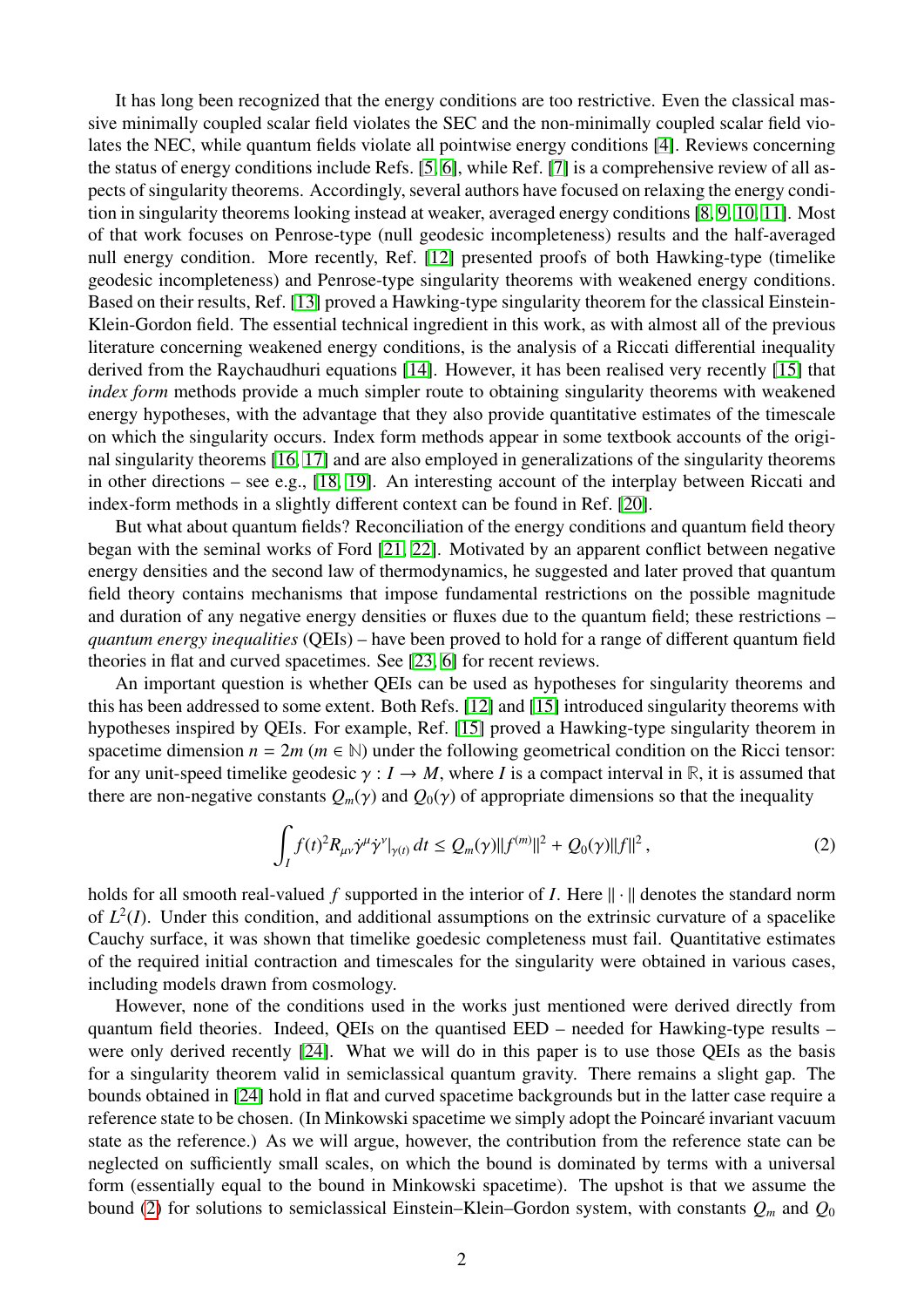It has long been recognized that the energy conditions are too restrictive. Even the classical massive minimally coupled scalar field violates the SEC and the non-minimally coupled scalar field violates the NEC, while quantum fields violate all pointwise energy conditions [4]. Reviews concerning the status of energy conditions include Refs. [5, 6], while Ref. [7] is a comprehensive review of all aspects of singularity theorems. Accordingly, several authors have focused on relaxing the energy condition in singularity theorems looking instead at weaker, averaged energy conditions [8, 9, 10, 11]. Most of that work focuses on Penrose-type (null geodesic incompleteness) results and the half-averaged null energy condition. More recently, Ref. [12] presented proofs of both Hawking-type (timelike geodesic incompleteness) and Penrose-type singularity theorems with weakened energy conditions. Based on their results, Ref. [13] proved a Hawking-type singularity theorem for the classical Einstein-Klein-Gordon field. The essential technical ingredient in this work, as with almost all of the previous literature concerning weakened energy conditions, is the analysis of a Riccati differential inequality derived from the Raychaudhuri equations [14]. However, it has been realised very recently [15] that *index form* methods provide a much simpler route to obtaining singularity theorems with weakened energy hypotheses, with the advantage that they also provide quantitative estimates of the timescale on which the singularity occurs. Index form methods appear in some textbook accounts of the original singularity theorems [16, 17] and are also employed in generalizations of the singularity theorems in other directions – see e.g., [18, 19]. An interesting account of the interplay between Riccati and index-form methods in a slightly different context can be found in Ref. [20].

But what about quantum fields? Reconciliation of the energy conditions and quantum field theory began with the seminal works of Ford [21, 22]. Motivated by an apparent conflict between negative energy densities and the second law of thermodynamics, he suggested and later proved that quantum field theory contains mechanisms that impose fundamental restrictions on the possible magnitude and duration of any negative energy densities or fluxes due to the quantum field; these restrictions – *quantum energy inequalities* (QEIs) – have been proved to hold for a range of different quantum field theories in flat and curved spacetimes. See [23, 6] for recent reviews.

An important question is whether QEIs can be used as hypotheses for singularity theorems and this has been addressed to some extent. Both Refs. [12] and [15] introduced singularity theorems with hypotheses inspired by QEIs. For example, Ref. [15] proved a Hawking-type singularity theorem in spacetime dimension $n = 2m$ ($m \in \mathbb{N}$) under the following geometrical condition on the Ricci tensor: for any unit-speed timelike geodesic $\gamma : I \to M$, where $I$ is a compact interval in $\mathbb{R}$, it is assumed that there are non-negative constants $Q_m(\gamma)$ and $Q_0(\gamma)$ of appropriate dimensions so that the inequality

$$\int_I f(t)^2 R_{\mu\nu}\dot{\gamma}^\mu\dot{\gamma}^\nu|_{\gamma(t)}\, dt \leq Q_m(\gamma)\|f^{(m)}\|^2 + Q_0(\gamma)\|f\|^2 , \tag{2}$$

holds for all smooth real-valued $f$ supported in the interior of $I$. Here $\|\cdot\|$ denotes the standard norm of $L^2(I)$. Under this condition, and additional assumptions on the extrinsic curvature of a spacelike Cauchy surface, it was shown that timelike goedesic completeness must fail. Quantitative estimates of the required initial contraction and timescales for the singularity were obtained in various cases, including models drawn from cosmology.

However, none of the conditions used in the works just mentioned were derived directly from quantum field theories. Indeed, QEIs on the quantised EED – needed for Hawking-type results – were only derived recently [24]. What we will do in this paper is to use those QEIs as the basis for a singularity theorem valid in semiclassical quantum gravity. There remains a slight gap. The bounds obtained in [24] hold in flat and curved spacetime backgrounds but in the latter case require a reference state to be chosen. (In Minkowski spacetime we simply adopt the Poincaré invariant vacuum state as the reference.) As we will argue, however, the contribution from the reference state can be neglected on sufficiently small scales, on which the bound is dominated by terms with a universal form (essentially equal to the bound in Minkowski spacetime). The upshot is that we assume the bound (2) for solutions to semiclassical Einstein–Klein–Gordon system, with constants $Q_m$ and $Q_0$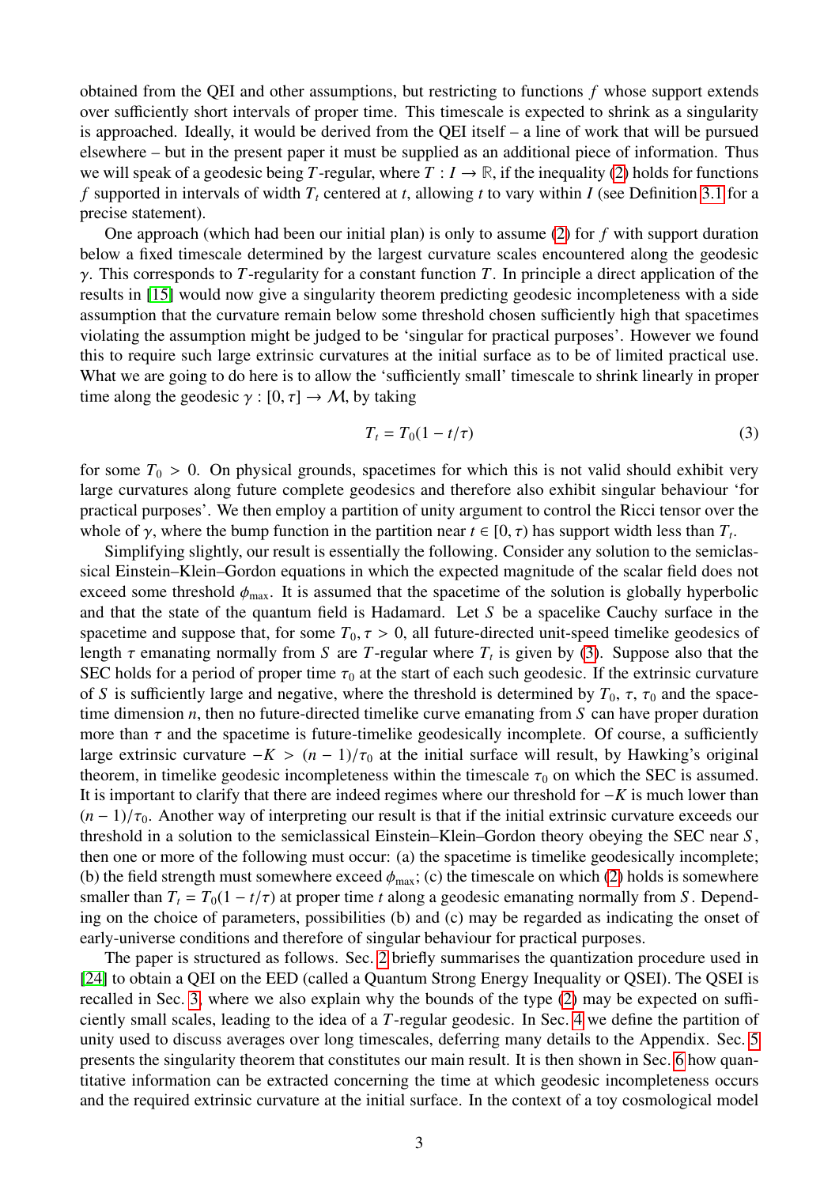obtained from the QEI and other assumptions, but restricting to functions $f$ whose support extends over sufficiently short intervals of proper time. This timescale is expected to shrink as a singularity is approached. Ideally, it would be derived from the QEI itself – a line of work that will be pursued elsewhere – but in the present paper it must be supplied as an additional piece of information. Thus we will speak of a geodesic being $T$-regular, where $T : I \to \mathbb{R}$, if the inequality (2) holds for functions $f$ supported in intervals of width $T_t$ centered at $t$, allowing $t$ to vary within $I$ (see Definition 3.1 for a precise statement).

One approach (which had been our initial plan) is only to assume (2) for $f$ with support duration below a fixed timescale determined by the largest curvature scales encountered along the geodesic $\gamma$. This corresponds to $T$-regularity for a constant function $T$. In principle a direct application of the results in [15] would now give a singularity theorem predicting geodesic incompleteness with a side assumption that the curvature remain below some threshold chosen sufficiently high that spacetimes violating the assumption might be judged to be 'singular for practical purposes'. However we found this to require such large extrinsic curvatures at the initial surface as to be of limited practical use. What we are going to do here is to allow the 'sufficiently small' timescale to shrink linearly in proper time along the geodesic $\gamma : [0, \tau] \to \mathcal{M}$, by taking

$$T_t = T_0(1 - t/\tau) \tag{3}$$

for some $T_0 > 0$. On physical grounds, spacetimes for which this is not valid should exhibit very large curvatures along future complete geodesics and therefore also exhibit singular behaviour 'for practical purposes'. We then employ a partition of unity argument to control the Ricci tensor over the whole of $\gamma$, where the bump function in the partition near $t \in [0, \tau)$ has support width less than $T_t$.

Simplifying slightly, our result is essentially the following. Consider any solution to the semiclassical Einstein–Klein–Gordon equations in which the expected magnitude of the scalar field does not exceed some threshold $\phi_{\max}$. It is assumed that the spacetime of the solution is globally hyperbolic and that the state of the quantum field is Hadamard. Let $S$ be a spacelike Cauchy surface in the spacetime and suppose that, for some $T_0, \tau > 0$, all future-directed unit-speed timelike geodesics of length $\tau$ emanating normally from $S$ are $T$-regular where $T_t$ is given by (3). Suppose also that the SEC holds for a period of proper time $\tau_0$ at the start of each such geodesic. If the extrinsic curvature of $S$ is sufficiently large and negative, where the threshold is determined by $T_0$, $\tau$, $\tau_0$ and the spacetime dimension $n$, then no future-directed timelike curve emanating from $S$ can have proper duration more than $\tau$ and the spacetime is future-timelike geodesically incomplete. Of course, a sufficiently large extrinsic curvature $-K > (n-1)/\tau_0$ at the initial surface will result, by Hawking's original theorem, in timelike geodesic incompleteness within the timescale $\tau_0$ on which the SEC is assumed. It is important to clarify that there are indeed regimes where our threshold for $-K$ is much lower than $(n-1)/\tau_0$. Another way of interpreting our result is that if the initial extrinsic curvature exceeds our threshold in a solution to the semiclassical Einstein–Klein–Gordon theory obeying the SEC near $S$, then one or more of the following must occur: (a) the spacetime is timelike geodesically incomplete; (b) the field strength must somewhere exceed $\phi_{\max}$; (c) the timescale on which (2) holds is somewhere smaller than $T_t = T_0(1 - t/\tau)$ at proper time $t$ along a geodesic emanating normally from $S$. Depending on the choice of parameters, possibilities (b) and (c) may be regarded as indicating the onset of early-universe conditions and therefore of singular behaviour for practical purposes.

The paper is structured as follows. Sec. 2 briefly summarises the quantization procedure used in [24] to obtain a QEI on the EED (called a Quantum Strong Energy Inequality or QSEI). The QSEI is recalled in Sec. 3, where we also explain why the bounds of the type (2) may be expected on sufficiently small scales, leading to the idea of a $T$-regular geodesic. In Sec. 4 we define the partition of unity used to discuss averages over long timescales, deferring many details to the Appendix. Sec. 5 presents the singularity theorem that constitutes our main result. It is then shown in Sec. 6 how quantitative information can be extracted concerning the time at which geodesic incompleteness occurs and the required extrinsic curvature at the initial surface. In the context of a toy cosmological model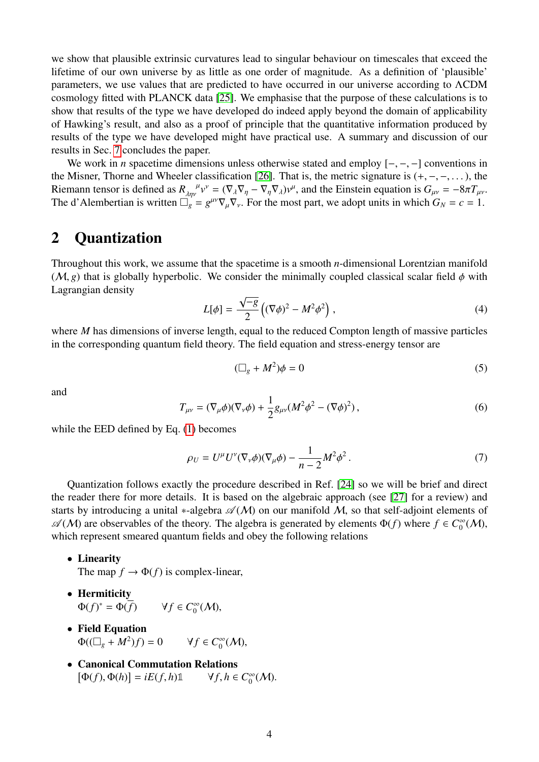we show that plausible extrinsic curvatures lead to singular behaviour on timescales that exceed the lifetime of our own universe by as little as one order of magnitude. As a definition of 'plausible' parameters, we use values that are predicted to have occurred in our universe according to ΛCDM cosmology fitted with PLANCK data [25]. We emphasise that the purpose of these calculations is to show that results of the type we have developed do indeed apply beyond the domain of applicability of Hawking's result, and also as a proof of principle that the quantitative information produced by results of the type we have developed might have practical use. A summary and discussion of our results in Sec. 7 concludes the paper.

We work in $n$ spacetime dimensions unless otherwise stated and employ $[-,-,-]$ conventions in the Misner, Thorne and Wheeler classification [26]. That is, the metric signature is $(+,-,-,\dots)$, the Riemann tensor is defined as $R_{\lambda\eta\nu}{}^{\mu}v^{\nu} = (\nabla_\lambda\nabla_\eta - \nabla_\eta\nabla_\lambda)v^\mu$, and the Einstein equation is $G_{\mu\nu} = -8\pi T_{\mu\nu}$. The d'Alembertian is written $\Box_g = g^{\mu\nu}\nabla_\mu\nabla_\nu$. For the most part, we adopt units in which $G_N = c = 1$.

## 2 Quantization

Throughout this work, we assume that the spacetime is a smooth $n$-dimensional Lorentzian manifold $(\mathcal{M}, g)$ that is globally hyperbolic. We consider the minimally coupled classical scalar field $\phi$ with Lagrangian density

$$L[\phi] = \frac{\sqrt{-g}}{2}\left((\nabla\phi)^2 - M^2\phi^2\right), \tag{4}$$

where $M$ has dimensions of inverse length, equal to the reduced Compton length of massive particles in the corresponding quantum field theory. The field equation and stress-energy tensor are

$$(\Box_g + M^2)\phi = 0 \tag{5}$$

and

$$T_{\mu\nu} = (\nabla_\mu\phi)(\nabla_\nu\phi) + \frac{1}{2}g_{\mu\nu}(M^2\phi^2 - (\nabla\phi)^2), \tag{6}$$

while the EED defined by Eq. (1) becomes

$$\rho_U = U^\mu U^\nu(\nabla_\nu\phi)(\nabla_\mu\phi) - \frac{1}{n-2}M^2\phi^2. \tag{7}$$

Quantization follows exactly the procedure described in Ref. [24] so we will be brief and direct the reader there for more details. It is based on the algebraic approach (see [27] for a review) and starts by introducing a unital $*$-algebra $\mathscr{A}(\mathcal{M})$ on our manifold $\mathcal{M}$, so that self-adjoint elements of $\mathscr{A}(\mathcal{M})$ are observables of the theory. The algebra is generated by elements $\Phi(f)$ where $f \in C_0^\infty(\mathcal{M})$, which represent smeared quantum fields and obey the following relations

- **Linearity**
  The map $f \to \Phi(f)$ is complex-linear,
- **Hermiticity**
  $\Phi(f)^* = \Phi(\overline{f}) \qquad \forall f \in C_0^\infty(\mathcal{M})$,
- **Field Equation**
  $\Phi((\Box_g + M^2)f) = 0 \qquad \forall f \in C_0^\infty(\mathcal{M})$,
- **Canonical Commutation Relations**
  $[\Phi(f), \Phi(h)] = iE(f,h)\mathbb{1} \qquad \forall f, h \in C_0^\infty(\mathcal{M})$.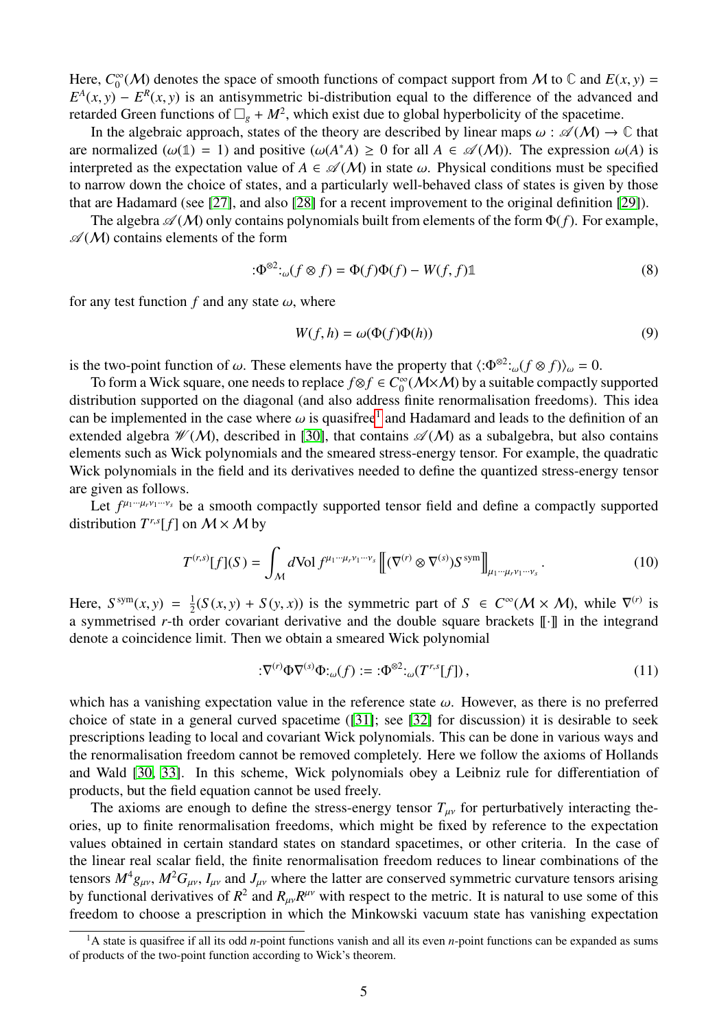Here, $C_0^\infty(\mathcal{M})$ denotes the space of smooth functions of compact support from $\mathcal{M}$ to $\mathbb{C}$ and $E(x, y) = E^A(x, y) - E^R(x, y)$ is an antisymmetric bi-distribution equal to the difference of the advanced and retarded Green functions of $\Box_g + M^2$, which exist due to global hyperbolicity of the spacetime.

In the algebraic approach, states of the theory are described by linear maps $\omega : \mathscr{A}(\mathcal{M}) \to \mathbb{C}$ that are normalized ($\omega(\mathbb{1}) = 1$) and positive ($\omega(A^* A) \geq 0$ for all $A \in \mathscr{A}(\mathcal{M})$). The expression $\omega(A)$ is interpreted as the expectation value of $A \in \mathscr{A}(\mathcal{M})$ in state $\omega$. Physical conditions must be specified to narrow down the choice of states, and a particularly well-behaved class of states is given by those that are Hadamard (see [27], and also [28] for a recent improvement to the original definition [29]).

The algebra $\mathscr{A}(\mathcal{M})$ only contains polynomials built from elements of the form $\Phi(f)$. For example, $\mathscr{A}(\mathcal{M})$ contains elements of the form

$$:\!\Phi^{\otimes 2}\!:_\omega(f \otimes f) = \Phi(f)\Phi(f) - W(f, f)\mathbb{1} \tag{8}$$

for any test function $f$ and any state $\omega$, where

$$W(f, h) = \omega(\Phi(f)\Phi(h)) \tag{9}$$

is the two-point function of $\omega$. These elements have the property that $\langle :\!\Phi^{\otimes 2}\!:_\omega(f \otimes f)\rangle_\omega = 0$.

To form a Wick square, one needs to replace $f \otimes f \in C_0^\infty(\mathcal{M} \times \mathcal{M})$ by a suitable compactly supported distribution supported on the diagonal (and also address finite renormalisation freedoms). This idea can be implemented in the case where $\omega$ is quasifree[1] and Hadamard and leads to the definition of an extended algebra $\mathscr{W}(\mathcal{M})$, described in [30], that contains $\mathscr{A}(\mathcal{M})$ as a subalgebra, but also contains elements such as Wick polynomials and the smeared stress-energy tensor. For example, the quadratic Wick polynomials in the field and its derivatives needed to define the quantized stress-energy tensor are given as follows.

Let $f^{\mu_1 \cdots \mu_r \nu_1 \cdots \nu_s}$ be a smooth compactly supported tensor field and define a compactly supported distribution $T^{r,s}[f]$ on $\mathcal{M} \times \mathcal{M}$ by

$$T^{(r,s)}[f](S) = \int_{\mathcal{M}} d\mathrm{Vol}\, f^{\mu_1 \cdots \mu_r \nu_1 \cdots \nu_s} \left[\!\left[ (\nabla^{(r)} \otimes \nabla^{(s)}) S^{\,\mathrm{sym}} \right]\!\right]_{\mu_1 \cdots \mu_r \nu_1 \cdots \nu_s}. \tag{10}$$

Here, $S^{\mathrm{sym}}(x, y) = \frac{1}{2}(S(x, y) + S(y, x))$ is the symmetric part of $S \in C^\infty(\mathcal{M} \times \mathcal{M})$, while $\nabla^{(r)}$ is a symmetrised $r$-th order covariant derivative and the double square brackets $[\![\cdot]\!]$ in the integrand denote a coincidence limit. Then we obtain a smeared Wick polynomial

$$:\!\nabla^{(r)}\Phi\nabla^{(s)}\Phi\!:_\omega(f) := :\!\Phi^{\otimes 2}\!:_\omega(T^{r,s}[f]), \tag{11}$$

which has a vanishing expectation value in the reference state $\omega$. However, as there is no preferred choice of state in a general curved spacetime ([31]; see [32] for discussion) it is desirable to seek prescriptions leading to local and covariant Wick polynomials. This can be done in various ways and the renormalisation freedom cannot be removed completely. Here we follow the axioms of Hollands and Wald [30, 33]. In this scheme, Wick polynomials obey a Leibniz rule for differentiation of products, but the field equation cannot be used freely.

The axioms are enough to define the stress-energy tensor $T_{\mu\nu}$ for perturbatively interacting theories, up to finite renormalisation freedoms, which might be fixed by reference to the expectation values obtained in certain standard states on standard spacetimes, or other criteria. In the case of the linear real scalar field, the finite renormalisation freedom reduces to linear combinations of the tensors $M^4 g_{\mu\nu}$, $M^2 G_{\mu\nu}$, $I_{\mu\nu}$ and $J_{\mu\nu}$ where the latter are conserved symmetric curvature tensors arising by functional derivatives of $R^2$ and $R_{\mu\nu}R^{\mu\nu}$ with respect to the metric. It is natural to use some of this freedom to choose a prescription in which the Minkowski vacuum state has vanishing expectation

[1] A state is quasifree if all its odd $n$-point functions vanish and all its even $n$-point functions can be expanded as sums of products of the two-point function according to Wick's theorem.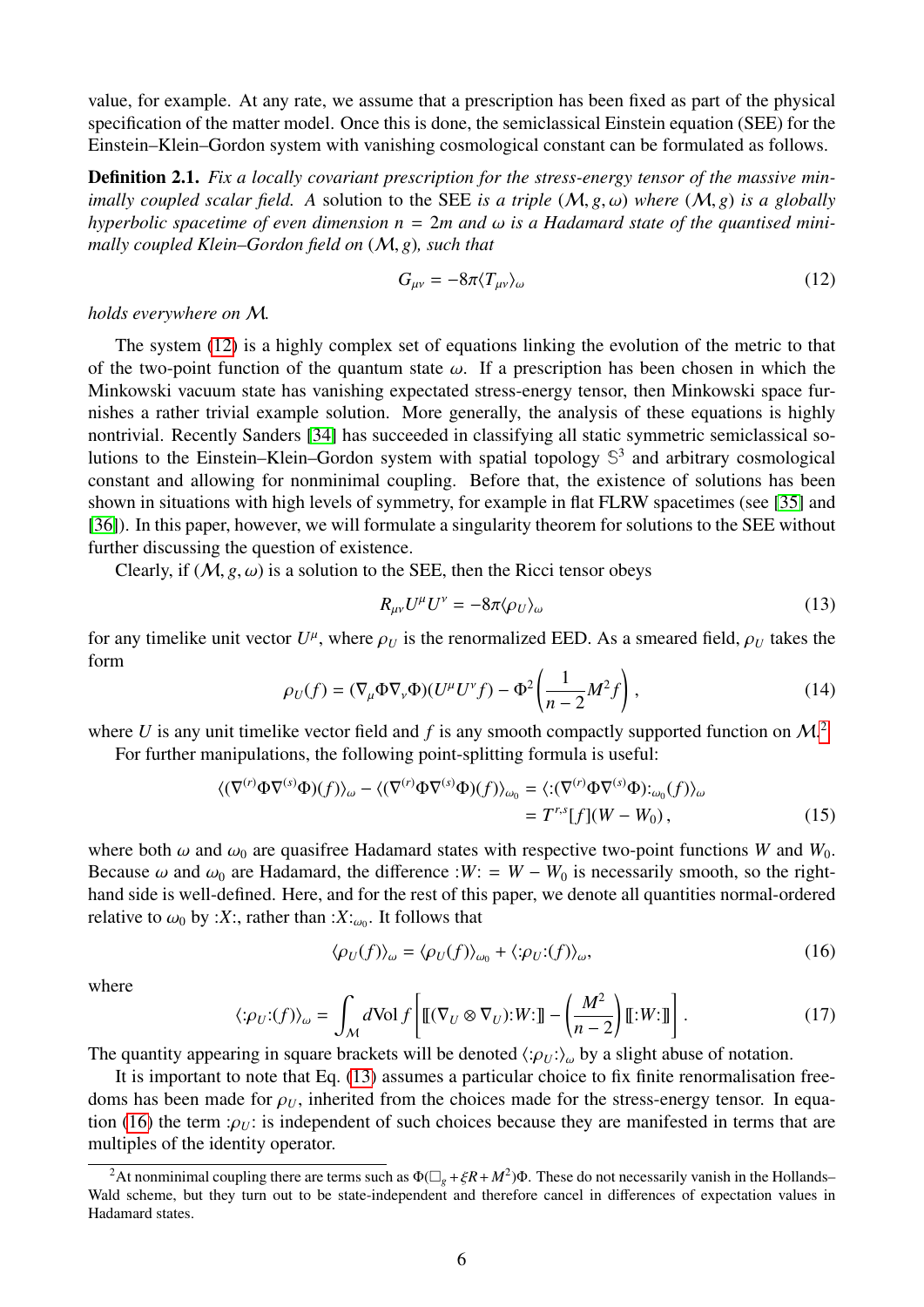value, for example. At any rate, we assume that a prescription has been fixed as part of the physical specification of the matter model. Once this is done, the semiclassical Einstein equation (SEE) for the Einstein–Klein–Gordon system with vanishing cosmological constant can be formulated as follows.

**Definition 2.1.** *Fix a locally covariant prescription for the stress-energy tensor of the massive minimally coupled scalar field. A* solution to the SEE *is a triple* $(\mathcal{M}, g, \omega)$ *where* $(\mathcal{M}, g)$ *is a globally hyperbolic spacetime of even dimension* $n = 2m$ *and* $\omega$ *is a Hadamard state of the quantised minimally coupled Klein–Gordon field on* $(\mathcal{M}, g)$*, such that*

$$G_{\mu\nu} = -8\pi\langle T_{\mu\nu}\rangle_\omega \tag{12}$$

*holds everywhere on* $\mathcal{M}$*.*

The system (12) is a highly complex set of equations linking the evolution of the metric to that of the two-point function of the quantum state $\omega$. If a prescription has been chosen in which the Minkowski vacuum state has vanishing expectated stress-energy tensor, then Minkowski space furnishes a rather trivial example solution. More generally, the analysis of these equations is highly nontrivial. Recently Sanders [34] has succeeded in classifying all static symmetric semiclassical solutions to the Einstein–Klein–Gordon system with spatial topology $\mathbb{S}^3$ and arbitrary cosmological constant and allowing for nonminimal coupling. Before that, the existence of solutions has been shown in situations with high levels of symmetry, for example in flat FLRW spacetimes (see [35] and [36]). In this paper, however, we will formulate a singularity theorem for solutions to the SEE without further discussing the question of existence.

Clearly, if $(\mathcal{M}, g, \omega)$ is a solution to the SEE, then the Ricci tensor obeys

$$R_{\mu\nu}U^\mu U^\nu = -8\pi\langle\rho_U\rangle_\omega \tag{13}$$

for any timelike unit vector $U^\mu$, where $\rho_U$ is the renormalized EED. As a smeared field, $\rho_U$ takes the form

$$\rho_U(f) = (\nabla_\mu\Phi\nabla_\nu\Phi)(U^\mu U^\nu f) - \Phi^2\left(\frac{1}{n-2}M^2 f\right), \tag{14}$$

where $U$ is any unit timelike vector field and $f$ is any smooth compactly supported function on $\mathcal{M}$.[2]

For further manipulations, the following point-splitting formula is useful:

$$\begin{aligned}\langle(\nabla^{(r)}\Phi\nabla^{(s)}\Phi)(f)\rangle_\omega - \langle(\nabla^{(r)}\Phi\nabla^{(s)}\Phi)(f)\rangle_{\omega_0} &= \langle:(\nabla^{(r)}\Phi\nabla^{(s)}\Phi):_{\omega_0}(f)\rangle_\omega \\ &= T^{r,s}[f](W - W_0),\end{aligned} \tag{15}$$

where both $\omega$ and $\omega_0$ are quasifree Hadamard states with respective two-point functions $W$ and $W_0$. Because $\omega$ and $\omega_0$ are Hadamard, the difference $:W: = W - W_0$ is necessarily smooth, so the right-hand side is well-defined. Here, and for the rest of this paper, we denote all quantities normal-ordered relative to $\omega_0$ by $:X:$, rather than $:X:_{\omega_0}$. It follows that

$$\langle\rho_U(f)\rangle_\omega = \langle\rho_U(f)\rangle_{\omega_0} + \langle:\rho_U:(f)\rangle_\omega, \tag{16}$$

where

$$\langle:\rho_U:(f)\rangle_\omega = \int_\mathcal{M} d\mathrm{Vol}\, f\left[[\![(\nabla_U\otimes\nabla_U):W:]\!] - \left(\frac{M^2}{n-2}\right)[\![:W:]\!]\right]. \tag{17}$$

The quantity appearing in square brackets will be denoted $\langle:\rho_U:\rangle_\omega$ by a slight abuse of notation.

It is important to note that Eq. (13) assumes a particular choice to fix finite renormalisation freedoms has been made for $\rho_U$, inherited from the choices made for the stress-energy tensor. In equation (16) the term $:\rho_U:$ is independent of such choices because they are manifested in terms that are multiples of the identity operator.

---

[2] At nonminimal coupling there are terms such as $\Phi(\Box_g + \xi R + M^2)\Phi$. These do not necessarily vanish in the Hollands–Wald scheme, but they turn out to be state-independent and therefore cancel in differences of expectation values in Hadamard states.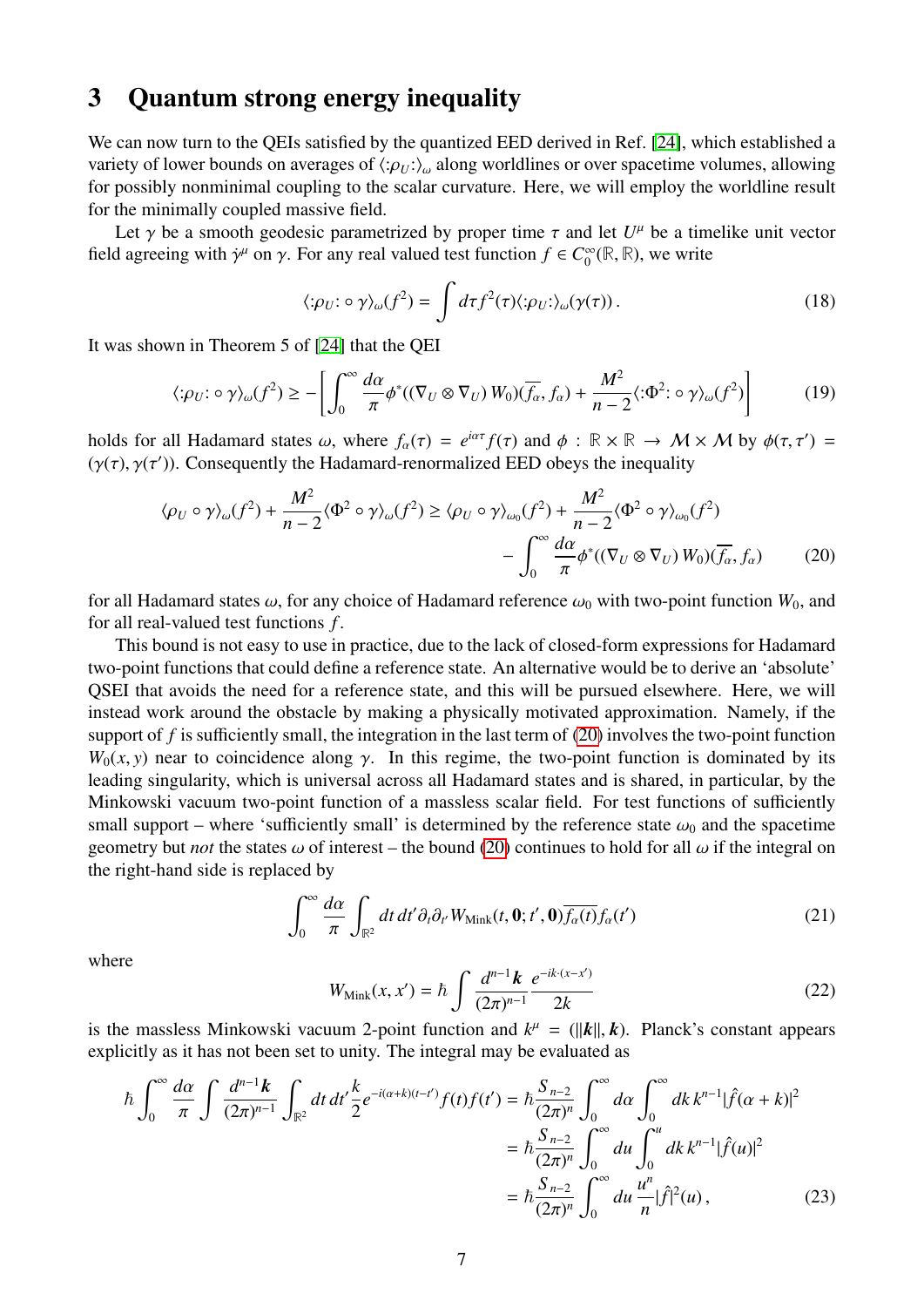## 3 Quantum strong energy inequality

We can now turn to the QEIs satisfied by the quantized EED derived in Ref. [24], which established a variety of lower bounds on averages of $\langle :\!\rho_U\!: \rangle_\omega$ along worldlines or over spacetime volumes, allowing for possibly nonminimal coupling to the scalar curvature. Here, we will employ the worldline result for the minimally coupled massive field.

Let $\gamma$ be a smooth geodesic parametrized by proper time $\tau$ and let $U^\mu$ be a timelike unit vector field agreeing with $\dot\gamma^\mu$ on $\gamma$. For any real valued test function $f \in C_0^\infty(\mathbb{R}, \mathbb{R})$, we write

$$\langle :\!\rho_U\!: \circ\, \gamma\rangle_\omega(f^2) = \int d\tau\, f^2(\tau) \langle :\!\rho_U\!: \rangle_\omega(\gamma(\tau))\,. \tag{18}$$

It was shown in Theorem 5 of [24] that the QEI

$$\langle :\!\rho_U\!: \circ\, \gamma\rangle_\omega(f^2) \geq - \left[ \int_0^\infty \frac{d\alpha}{\pi} \phi^*((\nabla_U \otimes \nabla_U)\, W_0)(\overline{f_\alpha}, f_\alpha) + \frac{M^2}{n-2} \langle :\!\Phi^2\!: \circ\, \gamma\rangle_\omega(f^2) \right] \tag{19}$$

holds for all Hadamard states $\omega$, where $f_\alpha(\tau) = e^{i\alpha\tau} f(\tau)$ and $\phi : \mathbb{R}\times\mathbb{R} \to \mathcal{M}\times\mathcal{M}$ by $\phi(\tau,\tau') = (\gamma(\tau), \gamma(\tau'))$. Consequently the Hadamard-renormalized EED obeys the inequality

$$\begin{aligned}\langle \rho_U \circ \gamma\rangle_\omega(f^2) + \frac{M^2}{n-2}\langle \Phi^2 \circ \gamma\rangle_\omega(f^2) \geq \langle \rho_U \circ \gamma\rangle_{\omega_0}(f^2) + \frac{M^2}{n-2}\langle \Phi^2 \circ \gamma\rangle_{\omega_0}(f^2) \\ - \int_0^\infty \frac{d\alpha}{\pi} \phi^*((\nabla_U \otimes \nabla_U)\, W_0)(\overline{f_\alpha}, f_\alpha)\end{aligned} \tag{20}$$

for all Hadamard states $\omega$, for any choice of Hadamard reference $\omega_0$ with two-point function $W_0$, and for all real-valued test functions $f$.

This bound is not easy to use in practice, due to the lack of closed-form expressions for Hadamard two-point functions that could define a reference state. An alternative would be to derive an 'absolute' QSEI that avoids the need for a reference state, and this will be pursued elsewhere. Here, we will instead work around the obstacle by making a physically motivated approximation. Namely, if the support of $f$ is sufficiently small, the integration in the last term of (20) involves the two-point function $W_0(x, y)$ near to coincidence along $\gamma$. In this regime, the two-point function is dominated by its leading singularity, which is universal across all Hadamard states and is shared, in particular, by the Minkowski vacuum two-point function of a massless scalar field. For test functions of sufficiently small support – where 'sufficiently small' is determined by the reference state $\omega_0$ and the spacetime geometry but *not* the states $\omega$ of interest – the bound (20) continues to hold for all $\omega$ if the integral on the right-hand side is replaced by

$$\int_0^\infty \frac{d\alpha}{\pi} \int_{\mathbb{R}^2} dt\, dt' \partial_t \partial_{t'} W_{\rm Mink}(t, \mathbf{0}; t', \mathbf{0}) \overline{f_\alpha(t)} f_\alpha(t') \tag{21}$$

where

$$W_{\rm Mink}(x, x') = \hbar \int \frac{d^{n-1}\boldsymbol{k}}{(2\pi)^{n-1}} \frac{e^{-ik\cdot(x-x')}}{2k} \tag{22}$$

is the massless Minkowski vacuum 2-point function and $k^\mu = (\|\boldsymbol{k}\|, \boldsymbol{k})$. Planck's constant appears explicitly as it has not been set to unity. The integral may be evaluated as

$$\begin{aligned}\hbar \int_0^\infty \frac{d\alpha}{\pi} \int \frac{d^{n-1}\boldsymbol{k}}{(2\pi)^{n-1}} \int_{\mathbb{R}^2} dt\, dt' \frac{k}{2} e^{-i(\alpha+k)(t-t')} f(t) f(t') &= \hbar \frac{S_{n-2}}{(2\pi)^n} \int_0^\infty d\alpha \int_0^\infty dk\, k^{n-1} |\hat f(\alpha + k)|^2 \\ &= \hbar \frac{S_{n-2}}{(2\pi)^n} \int_0^\infty du \int_0^u dk\, k^{n-1} |\hat f(u)|^2 \\ &= \hbar \frac{S_{n-2}}{(2\pi)^n} \int_0^\infty du\, \frac{u^n}{n} |\hat f|^2(u)\,,\end{aligned} \tag{23}$$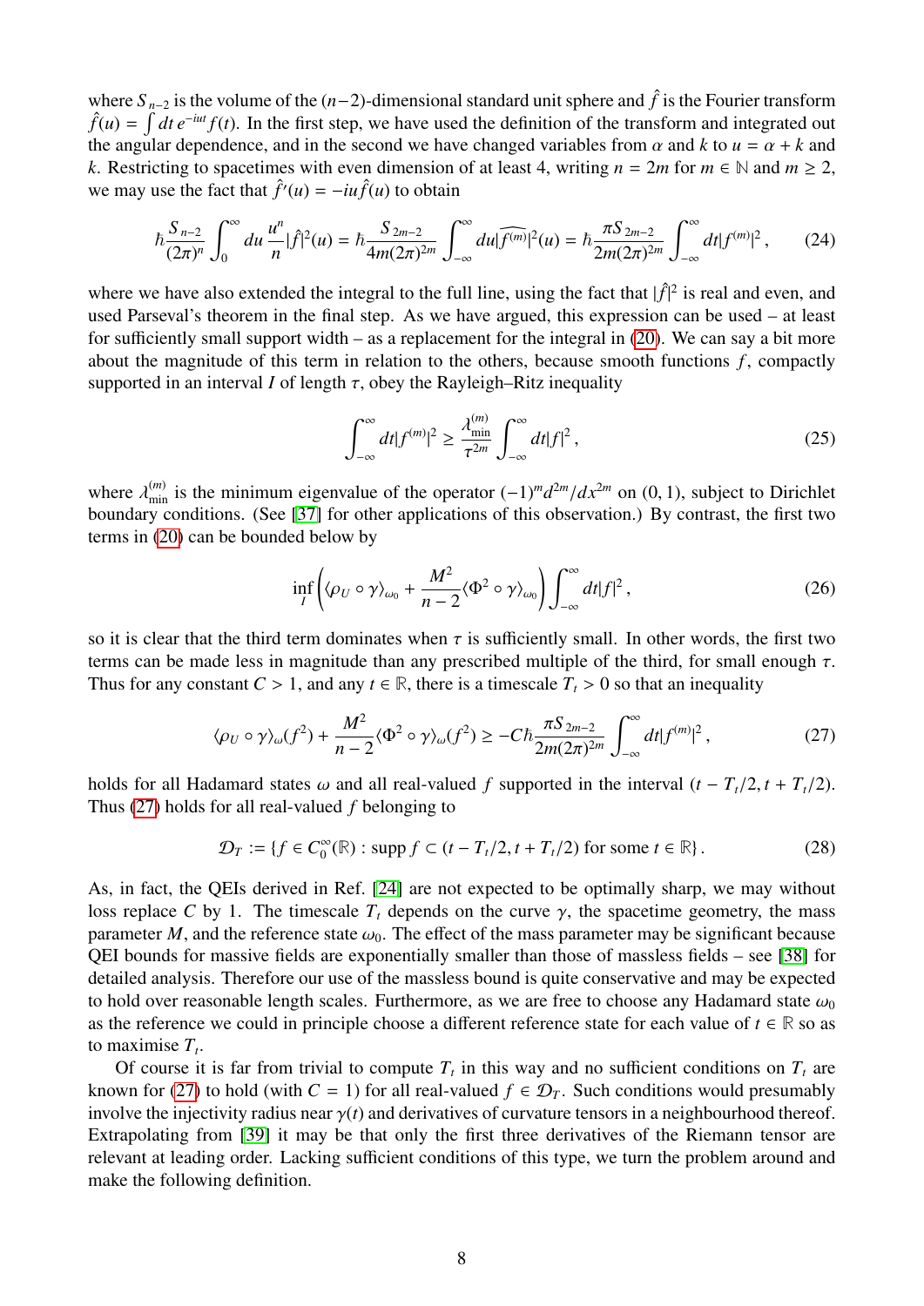where $S_{n-2}$ is the volume of the $(n-2)$-dimensional standard unit sphere and $\hat{f}$ is the Fourier transform $\hat{f}(u) = \int dt\, e^{-iut} f(t)$. In the first step, we have used the definition of the transform and integrated out the angular dependence, and in the second we have changed variables from $\alpha$ and $k$ to $u = \alpha + k$ and $k$. Restricting to spacetimes with even dimension of at least 4, writing $n = 2m$ for $m \in \mathbb{N}$ and $m \geq 2$, we may use the fact that $\hat{f}'(u) = -iu\hat{f}(u)$ to obtain

$$\hbar \frac{S_{n-2}}{(2\pi)^n} \int_0^\infty du\, \frac{u^n}{n} |\hat{f}|^2(u) = \hbar \frac{S_{2m-2}}{4m(2\pi)^{2m}} \int_{-\infty}^\infty du |\widehat{f^{(m)}}|^2(u) = \hbar \frac{\pi S_{2m-2}}{2m(2\pi)^{2m}} \int_{-\infty}^\infty dt |f^{(m)}|^2 , \tag{24}$$

where we have also extended the integral to the full line, using the fact that $|\hat{f}|^2$ is real and even, and used Parseval's theorem in the final step. As we have argued, this expression can be used – at least for sufficiently small support width – as a replacement for the integral in (20). We can say a bit more about the magnitude of this term in relation to the others, because smooth functions $f$, compactly supported in an interval $I$ of length $\tau$, obey the Rayleigh–Ritz inequality

$$\int_{-\infty}^\infty dt |f^{(m)}|^2 \geq \frac{\lambda_{\min}^{(m)}}{\tau^{2m}} \int_{-\infty}^\infty dt |f|^2 , \tag{25}$$

where $\lambda_{\min}^{(m)}$ is the minimum eigenvalue of the operator $(-1)^m d^{2m}/dx^{2m}$ on $(0, 1)$, subject to Dirichlet boundary conditions. (See [37] for other applications of this observation.) By contrast, the first two terms in (20) can be bounded below by

$$\inf_I \left( \langle \rho_U \circ \gamma \rangle_{\omega_0} + \frac{M^2}{n-2} \langle \Phi^2 \circ \gamma \rangle_{\omega_0} \right) \int_{-\infty}^\infty dt |f|^2 , \tag{26}$$

so it is clear that the third term dominates when $\tau$ is sufficiently small. In other words, the first two terms can be made less in magnitude than any prescribed multiple of the third, for small enough $\tau$. Thus for any constant $C > 1$, and any $t \in \mathbb{R}$, there is a timescale $T_t > 0$ so that an inequality

$$\langle \rho_U \circ \gamma \rangle_\omega (f^2) + \frac{M^2}{n-2} \langle \Phi^2 \circ \gamma \rangle_\omega (f^2) \geq -C\hbar \frac{\pi S_{2m-2}}{2m(2\pi)^{2m}} \int_{-\infty}^\infty dt |f^{(m)}|^2 , \tag{27}$$

holds for all Hadamard states $\omega$ and all real-valued $f$ supported in the interval $(t - T_t/2, t + T_t/2)$. Thus (27) holds for all real-valued $f$ belonging to

$$\mathcal{D}_T := \{ f \in C_0^\infty(\mathbb{R}) : \operatorname{supp} f \subset (t - T_t/2, t + T_t/2) \text{ for some } t \in \mathbb{R} \} . \tag{28}$$

As, in fact, the QEIs derived in Ref. [24] are not expected to be optimally sharp, we may without loss replace $C$ by 1. The timescale $T_t$ depends on the curve $\gamma$, the spacetime geometry, the mass parameter $M$, and the reference state $\omega_0$. The effect of the mass parameter may be significant because QEI bounds for massive fields are exponentially smaller than those of massless fields – see [38] for detailed analysis. Therefore our use of the massless bound is quite conservative and may be expected to hold over reasonable length scales. Furthermore, as we are free to choose any Hadamard state $\omega_0$ as the reference we could in principle choose a different reference state for each value of $t \in \mathbb{R}$ so as to maximise $T_t$.

Of course it is far from trivial to compute $T_t$ in this way and no sufficient conditions on $T_t$ are known for (27) to hold (with $C = 1$) for all real-valued $f \in \mathcal{D}_T$. Such conditions would presumably involve the injectivity radius near $\gamma(t)$ and derivatives of curvature tensors in a neighbourhood thereof. Extrapolating from [39] it may be that only the first three derivatives of the Riemann tensor are relevant at leading order. Lacking sufficient conditions of this type, we turn the problem around and make the following definition.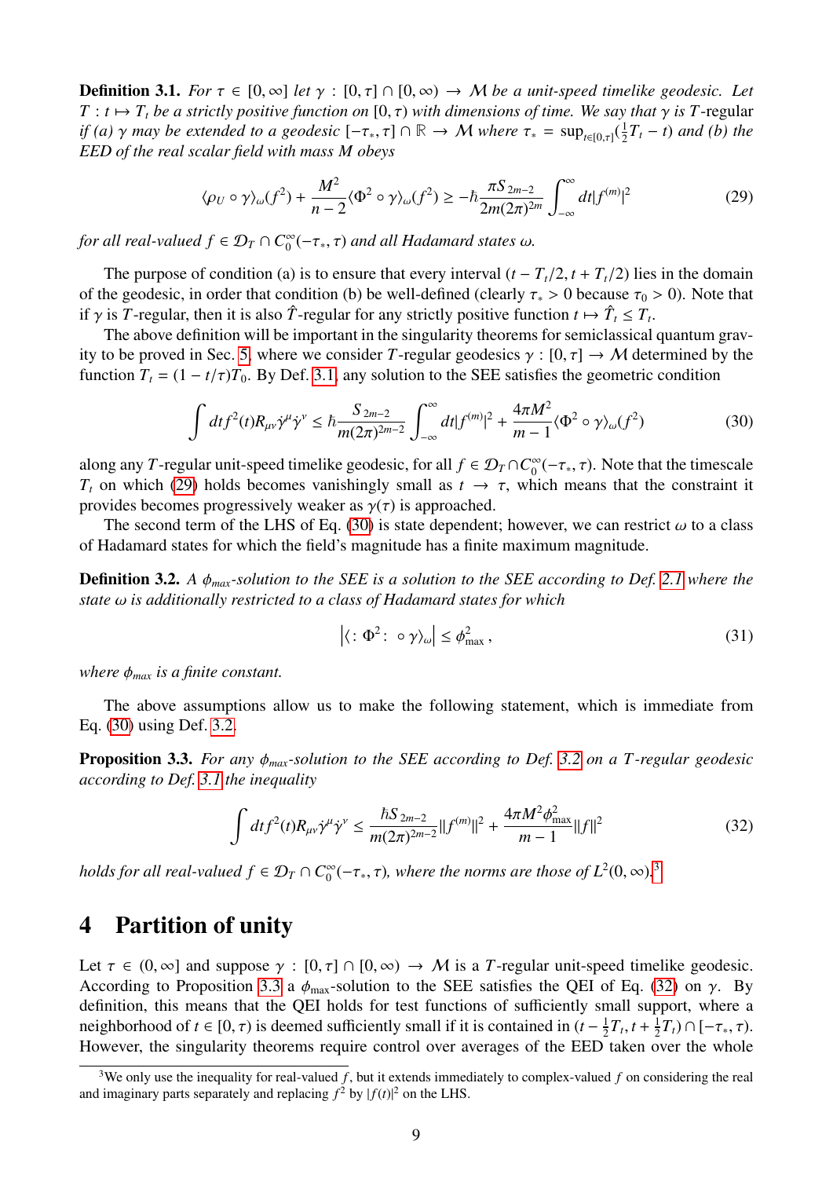**Definition 3.1.** *For $\tau \in [0,\infty]$ let $\gamma : [0,\tau] \cap [0,\infty) \to \mathcal{M}$ be a unit-speed timelike geodesic. Let $T : t \mapsto T_t$ be a strictly positive function on $[0,\tau)$ with dimensions of time. We say that $\gamma$ is $T$-regular if (a) $\gamma$ may be extended to a geodesic $[-\tau_*, \tau] \cap \mathbb{R} \to \mathcal{M}$ where $\tau_* = \sup_{t\in[0,\tau]}(\frac{1}{2}T_t - t)$ and (b) the EED of the real scalar field with mass $M$ obeys*

$$\langle \rho_U \circ \gamma \rangle_\omega(f^2) + \frac{M^2}{n-2}\langle \Phi^2 \circ \gamma \rangle_\omega(f^2) \geq -\hbar \frac{\pi S_{2m-2}}{2m(2\pi)^{2m}} \int_{-\infty}^{\infty} dt |f^{(m)}|^2 \tag{29}$$

*for all real-valued $f \in \mathcal{D}_T \cap C_0^\infty(-\tau_*, \tau)$ and all Hadamard states $\omega$.*

The purpose of condition (a) is to ensure that every interval $(t - T_t/2, t + T_t/2)$ lies in the domain of the geodesic, in order that condition (b) be well-defined (clearly $\tau_* > 0$ because $\tau_0 > 0$). Note that if $\gamma$ is $T$-regular, then it is also $\hat{T}$-regular for any strictly positive function $t \mapsto \hat{T}_t \leq T_t$.

The above definition will be important in the singularity theorems for semiclassical quantum gravity to be proved in Sec. 5, where we consider $T$-regular geodesics $\gamma : [0,\tau] \to \mathcal{M}$ determined by the function $T_t = (1 - t/\tau)T_0$. By Def. 3.1, any solution to the SEE satisfies the geometric condition

$$\int dt f^2(t) R_{\mu\nu}\dot{\gamma}^\mu \dot{\gamma}^\nu \leq \hbar \frac{S_{2m-2}}{m(2\pi)^{2m-2}} \int_{-\infty}^{\infty} dt |f^{(m)}|^2 + \frac{4\pi M^2}{m-1}\langle \Phi^2 \circ \gamma \rangle_\omega(f^2) \tag{30}$$

along any $T$-regular unit-speed timelike geodesic, for all $f \in \mathcal{D}_T \cap C_0^\infty(-\tau_*, \tau)$. Note that the timescale $T_t$ on which (29) holds becomes vanishingly small as $t \to \tau$, which means that the constraint it provides becomes progressively weaker as $\gamma(\tau)$ is approached.

The second term of the LHS of Eq. (30) is state dependent; however, we can restrict $\omega$ to a class of Hadamard states for which the field's magnitude has a finite maximum magnitude.

**Definition 3.2.** *A $\phi_{max}$-solution to the SEE is a solution to the SEE according to Def. 2.1 where the state $\omega$ is additionally restricted to a class of Hadamard states for which*

$$\left|\langle : \Phi^2 : \circ \gamma \rangle_\omega\right| \leq \phi_{\max}^2 \,, \tag{31}$$

*where $\phi_{max}$ is a finite constant.*

The above assumptions allow us to make the following statement, which is immediate from Eq. (30) using Def. 3.2.

**Proposition 3.3.** *For any $\phi_{max}$-solution to the SEE according to Def. 3.2 on a $T$-regular geodesic according to Def. 3.1 the inequality*

$$\int dt f^2(t) R_{\mu\nu}\dot{\gamma}^\mu \dot{\gamma}^\nu \leq \frac{\hbar S_{2m-2}}{m(2\pi)^{2m-2}} \|f^{(m)}\|^2 + \frac{4\pi M^2 \phi_{\max}^2}{m-1}\|f\|^2 \tag{32}$$

*holds for all real-valued $f \in \mathcal{D}_T \cap C_0^\infty(-\tau_*, \tau)$, where the norms are those of $L^2(0,\infty)$.*[3]

# 4 Partition of unity

Let $\tau \in (0,\infty]$ and suppose $\gamma : [0,\tau] \cap [0,\infty) \to \mathcal{M}$ is a $T$-regular unit-speed timelike geodesic. According to Proposition 3.3 a $\phi_{\max}$-solution to the SEE satisfies the QEI of Eq. (32) on $\gamma$. By definition, this means that the QEI holds for test functions of sufficiently small support, where a neighborhood of $t \in [0,\tau)$ is deemed sufficiently small if it is contained in $(t - \frac{1}{2}T_t, t + \frac{1}{2}T_t) \cap [-\tau_*, \tau)$. However, the singularity theorems require control over averages of the EED taken over the whole

[3] We only use the inequality for real-valued $f$, but it extends immediately to complex-valued $f$ on considering the real and imaginary parts separately and replacing $f^2$ by $|f(t)|^2$ on the LHS.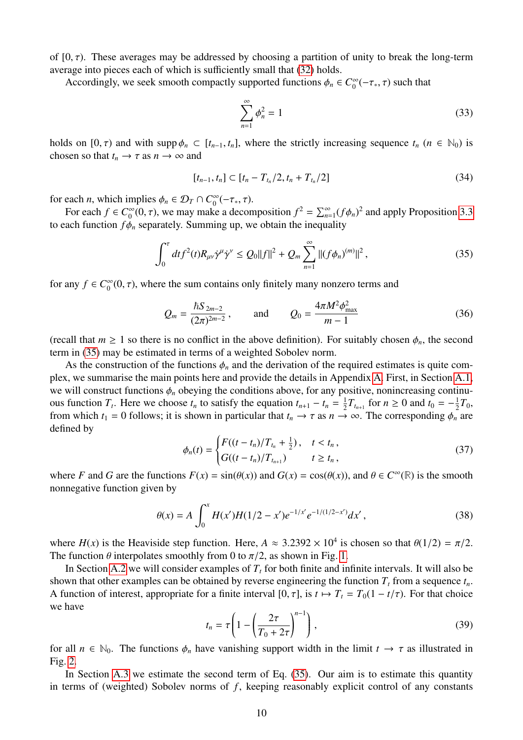of $[0, \tau)$. These averages may be addressed by choosing a partition of unity to break the long-term average into pieces each of which is sufficiently small that (32) holds.

Accordingly, we seek smooth compactly supported functions $\phi_n \in C_0^\infty(-\tau_*, \tau)$ such that

$$\sum_{n=1}^{\infty} \phi_n^2 = 1 \tag{33}$$

holds on $[0, \tau)$ and with $\operatorname{supp} \phi_n \subset [t_{n-1}, t_n]$, where the strictly increasing sequence $t_n$ ($n \in \mathbb{N}_0$) is chosen so that $t_n \to \tau$ as $n \to \infty$ and

$$[t_{n-1}, t_n] \subset [t_n - T_{t_n}/2, t_n + T_{t_n}/2] \tag{34}$$

for each $n$, which implies $\phi_n \in \mathcal{D}_T \cap C_0^\infty(-\tau_*, \tau)$.

For each $f \in C_0^\infty(0, \tau)$, we may make a decomposition $f^2 = \sum_{n=1}^{\infty} (f\phi_n)^2$ and apply Proposition 3.3 to each function $f\phi_n$ separately. Summing up, we obtain the inequality

$$\int_0^\tau dt f^2(t) R_{\mu\nu} \dot{\gamma}^\mu \dot{\gamma}^\nu \leq Q_0 \|f\|^2 + Q_m \sum_{n=1}^{\infty} \|(f\phi_n)^{(m)}\|^2 , \tag{35}$$

for any $f \in C_0^\infty(0, \tau)$, where the sum contains only finitely many nonzero terms and

$$Q_m = \frac{\hbar S_{2m-2}}{(2\pi)^{2m-2}} , \qquad \text{and} \qquad Q_0 = \frac{4\pi M^2 \phi_{\max}^2}{m-1} \tag{36}$$

(recall that $m \geq 1$ so there is no conflict in the above definition). For suitably chosen $\phi_n$, the second term in (35) may be estimated in terms of a weighted Sobolev norm.

As the construction of the functions $\phi_n$ and the derivation of the required estimates is quite complex, we summarise the main points here and provide the details in Appendix A. First, in Section A.1, we will construct functions $\phi_n$ obeying the conditions above, for any positive, nonincreasing continuous function $T_t$. Here we choose $t_n$ to satisfy the equation $t_{n+1} - t_n = \frac{1}{2} T_{t_{n+1}}$ for $n \geq 0$ and $t_0 = -\frac{1}{2} T_0$, from which $t_1 = 0$ follows; it is shown in particular that $t_n \to \tau$ as $n \to \infty$. The corresponding $\phi_n$ are defined by

$$\phi_n(t) = \begin{cases} F((t - t_n)/T_{t_n} + \frac{1}{2}) , & t < t_n , \\ G((t - t_n)/T_{t_{n+1}}) & t \geq t_n , \end{cases} \tag{37}$$

where $F$ and $G$ are the functions $F(x) = \sin(\theta(x))$ and $G(x) = \cos(\theta(x))$, and $\theta \in C^\infty(\mathbb{R})$ is the smooth nonnegative function given by

$$\theta(x) = A \int_0^x H(x') H(1/2 - x') e^{-1/x'} e^{-1/(1/2 - x')} dx' , \tag{38}$$

where $H(x)$ is the Heaviside step function. Here, $A \approx 3.2392 \times 10^4$ is chosen so that $\theta(1/2) = \pi/2$. The function $\theta$ interpolates smoothly from 0 to $\pi/2$, as shown in Fig. 1.

In Section A.2 we will consider examples of $T_t$ for both finite and infinite intervals. It will also be shown that other examples can be obtained by reverse engineering the function $T_t$ from a sequence $t_n$. A function of interest, appropriate for a finite interval $[0, \tau]$, is $t \mapsto T_t = T_0(1 - t/\tau)$. For that choice we have

$$t_n = \tau \left( 1 - \left( \frac{2\tau}{T_0 + 2\tau} \right)^{n-1} \right) , \tag{39}$$

for all $n \in \mathbb{N}_0$. The functions $\phi_n$ have vanishing support width in the limit $t \to \tau$ as illustrated in Fig. 2.

In Section A.3 we estimate the second term of Eq. (35). Our aim is to estimate this quantity in terms of (weighted) Sobolev norms of $f$, keeping reasonably explicit control of any constants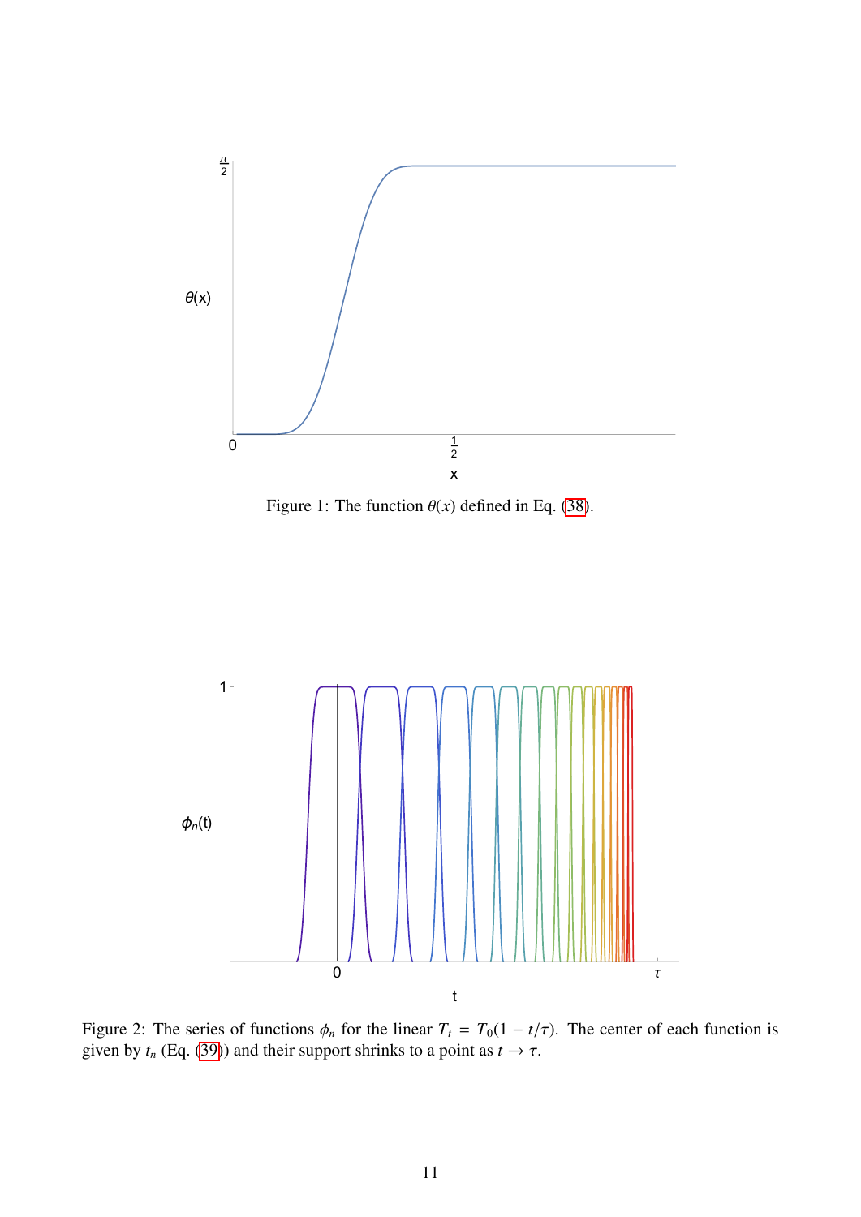Figure 1: The function $\theta(x)$ defined in Eq. (38).

Figure 2: The series of functions $\phi_n$ for the linear $T_t = T_0(1 - t/\tau)$. The center of each function is given by $t_n$ (Eq. (39)) and their support shrinks to a point as $t \to \tau$.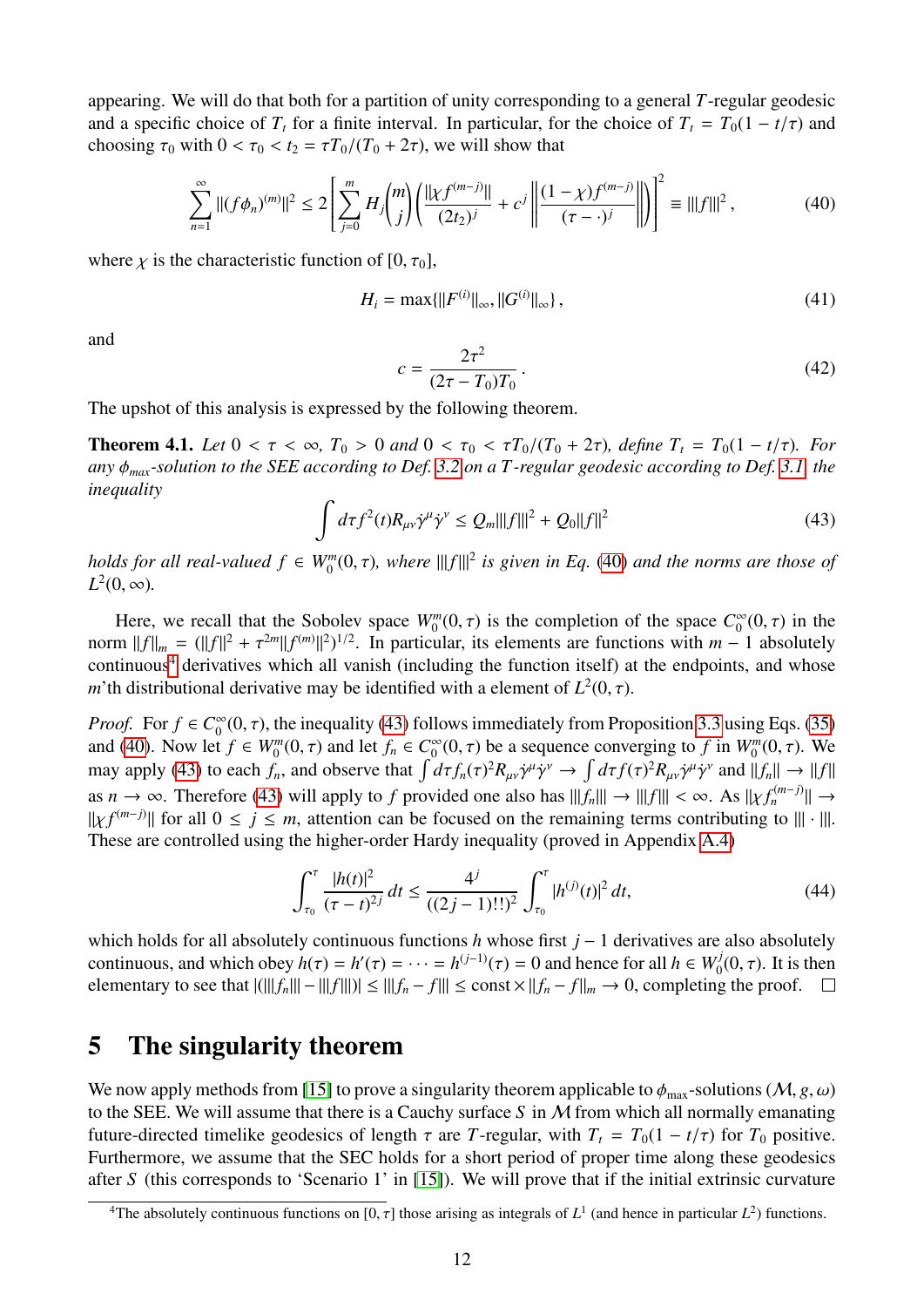appearing. We will do that both for a partition of unity corresponding to a general $T$-regular geodesic and a specific choice of $T_t$ for a finite interval. In particular, for the choice of $T_t = T_0(1 - t/\tau)$ and choosing $\tau_0$ with $0 < \tau_0 < t_2 = \tau T_0/(T_0 + 2\tau)$, we will show that

$$\sum_{n=1}^{\infty} \|(f\phi_n)^{(m)}\|^2 \leq 2\left[\sum_{j=0}^{m} H_j \binom{m}{j}\left(\frac{\|\chi f^{(m-j)}\|}{(2t_2)^j} + c^j \left\|\frac{(1-\chi)f^{(m-j)}}{(\tau - \cdot)^j}\right\|\right)\right]^2 \equiv |||f|||^2 \,, \tag{40}$$

where $\chi$ is the characteristic function of $[0, \tau_0]$,

$$H_i = \max\{\|F^{(i)}\|_\infty, \|G^{(i)}\|_\infty\}\,, \tag{41}$$

and

$$c = \frac{2\tau^2}{(2\tau - T_0)T_0}\,. \tag{42}$$

The upshot of this analysis is expressed by the following theorem.

**Theorem 4.1.** *Let $0 < \tau < \infty$, $T_0 > 0$ and $0 < \tau_0 < \tau T_0/(T_0 + 2\tau)$, define $T_t = T_0(1 - t/\tau)$. For any $\phi_{max}$-solution to the SEE according to Def. 3.2 on a $T$-regular geodesic according to Def. 3.1, the inequality*

$$\int d\tau f^2(t) R_{\mu\nu}\dot\gamma^\mu\dot\gamma^\nu \leq Q_m |||f|||^2 + Q_0\|f\|^2 \tag{43}$$

*holds for all real-valued $f \in W_0^m(0, \tau)$, where $|||f|||^2$ is given in Eq. (40) and the norms are those of $L^2(0, \infty)$.*

Here, we recall that the Sobolev space $W_0^m(0, \tau)$ is the completion of the space $C_0^\infty(0, \tau)$ in the norm $\|f\|_m = (\|f\|^2 + \tau^{2m}\|f^{(m)}\|^2)^{1/2}$. In particular, its elements are functions with $m - 1$ absolutely continuous[4] derivatives which all vanish (including the function itself) at the endpoints, and whose $m$'th distributional derivative may be identified with a element of $L^2(0, \tau)$.

*Proof.* For $f \in C_0^\infty(0, \tau)$, the inequality (43) follows immediately from Proposition 3.3 using Eqs. (35) and (40). Now let $f \in W_0^m(0, \tau)$ and let $f_n \in C_0^\infty(0, \tau)$ be a sequence converging to $f$ in $W_0^m(0, \tau)$. We may apply (43) to each $f_n$, and observe that $\int d\tau f_n(\tau)^2 R_{\mu\nu}\dot\gamma^\mu\dot\gamma^\nu \to \int d\tau f(\tau)^2 R_{\mu\nu}\dot\gamma^\mu\dot\gamma^\nu$ and $\|f_n\| \to \|f\|$ as $n \to \infty$. Therefore (43) will apply to $f$ provided one also has $|||f_n||| \to |||f||| < \infty$. As $\|\chi f_n^{(m-j)}\| \to \|\chi f^{(m-j)}\|$ for all $0 \leq j \leq m$, attention can be focused on the remaining terms contributing to $|||\cdot|||$. These are controlled using the higher-order Hardy inequality (proved in Appendix A.4)

$$\int_{\tau_0}^{\tau} \frac{|h(t)|^2}{(\tau - t)^{2j}}\, dt \leq \frac{4^j}{((2j-1)!!)^2}\int_{\tau_0}^{\tau} |h^{(j)}(t)|^2\, dt, \tag{44}$$

which holds for all absolutely continuous functions $h$ whose first $j - 1$ derivatives are also absolutely continuous, and which obey $h(\tau) = h'(\tau) = \cdots = h^{(j-1)}(\tau) = 0$ and hence for all $h \in W_0^j(0, \tau)$. It is then elementary to see that $|(|||f_n||| - |||f|||)| \leq |||f_n - f||| \leq \text{const} \times \|f_n - f\|_m \to 0$, completing the proof. $\square$

## 5 The singularity theorem

We now apply methods from [15] to prove a singularity theorem applicable to $\phi_{\max}$-solutions $(\mathcal{M}, g, \omega)$ to the SEE. We will assume that there is a Cauchy surface $S$ in $\mathcal{M}$ from which all normally emanating future-directed timelike geodesics of length $\tau$ are $T$-regular, with $T_t = T_0(1 - t/\tau)$ for $T_0$ positive. Furthermore, we assume that the SEC holds for a short period of proper time along these geodesics after $S$ (this corresponds to 'Scenario 1' in [15]). We will prove that if the initial extrinsic curvature

[4] The absolutely continuous functions on $[0, \tau]$ those arising as integrals of $L^1$ (and hence in particular $L^2$) functions.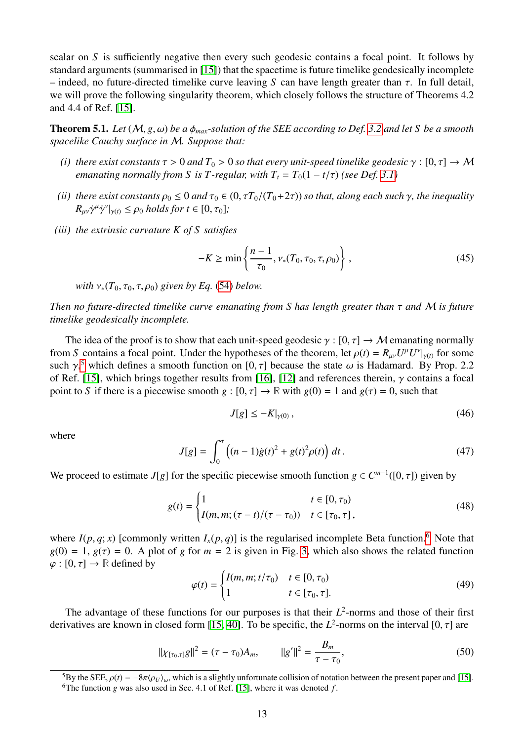scalar on $S$ is sufficiently negative then every such geodesic contains a focal point. It follows by standard arguments (summarised in [15]) that the spacetime is future timelike geodesically incomplete – indeed, no future-directed timelike curve leaving $S$ can have length greater than $\tau$. In full detail, we will prove the following singularity theorem, which closely follows the structure of Theorems 4.2 and 4.4 of Ref. [15].

**Theorem 5.1.** *Let $(\mathcal{M}, g, \omega)$ be a $\phi_{max}$-solution of the SEE according to Def. 3.2 and let $S$ be a smooth spacelike Cauchy surface in $\mathcal{M}$. Suppose that:*

*(i) there exist constants $\tau > 0$ and $T_0 > 0$ so that every unit-speed timelike geodesic $\gamma : [0, \tau] \to \mathcal{M}$ emanating normally from $S$ is $T$-regular, with $T_t = T_0(1 - t/\tau)$ (see Def. 3.1)*

*(ii) there exist constants $\rho_0 \leq 0$ and $\tau_0 \in (0, \tau T_0/(T_0+2\tau))$ so that, along each such $\gamma$, the inequality $R_{\mu\nu}\dot{\gamma}^\mu\dot{\gamma}^\nu|_{\gamma(t)} \leq \rho_0$ holds for $t \in [0, \tau_0]$;*

*(iii) the extrinsic curvature $K$ of $S$ satisfies*

$$-K \geq \min\left\{\frac{n-1}{\tau_0}, \nu_*(T_0, \tau_0, \tau, \rho_0)\right\}, \tag{45}$$

*with $\nu_*(T_0, \tau_0, \tau, \rho_0)$ given by Eq. (54) below.*

*Then no future-directed timelike curve emanating from $S$ has length greater than $\tau$ and $\mathcal{M}$ is future timelike geodesically incomplete.*

The idea of the proof is to show that each unit-speed geodesic $\gamma : [0, \tau] \to \mathcal{M}$ emanating normally from $S$ contains a focal point. Under the hypotheses of the theorem, let $\rho(t) = R_{\mu\nu}U^\mu U^\nu|_{\gamma(t)}$ for some such $\gamma$,[5] which defines a smooth function on $[0, \tau]$ because the state $\omega$ is Hadamard. By Prop. 2.2 of Ref. [15], which brings together results from [16], [12] and references therein, $\gamma$ contains a focal point to $S$ if there is a piecewise smooth $g : [0, \tau] \to \mathbb{R}$ with $g(0) = 1$ and $g(\tau) = 0$, such that

$$J[g] \leq -K|_{\gamma(0)}, \tag{46}$$

where

$$J[g] = \int_0^\tau \left((n-1)\dot{g}(t)^2 + g(t)^2\rho(t)\right) dt. \tag{47}$$

We proceed to estimate $J[g]$ for the specific piecewise smooth function $g \in C^{m-1}([0, \tau])$ given by

$$g(t) = \begin{cases} 1 & t \in [0, \tau_0) \\ I(m, m; (\tau - t)/(\tau - \tau_0)) & t \in [\tau_0, \tau], \end{cases} \tag{48}$$

where $I(p, q; x)$ [commonly written $I_x(p, q)$] is the regularised incomplete Beta function.[6] Note that $g(0) = 1$, $g(\tau) = 0$. A plot of $g$ for $m = 2$ is given in Fig. 3, which also shows the related function $\varphi : [0, \tau] \to \mathbb{R}$ defined by

$$\varphi(t) = \begin{cases} I(m, m; t/\tau_0) & t \in [0, \tau_0) \\ 1 & t \in [\tau_0, \tau]. \end{cases} \tag{49}$$

The advantage of these functions for our purposes is that their $L^2$-norms and those of their first derivatives are known in closed form [15, 40]. To be specific, the $L^2$-norms on the interval $[0, \tau]$ are

$$\|\chi_{[\tau_0,\tau]}g\|^2 = (\tau - \tau_0)A_m, \qquad \|g'\|^2 = \frac{B_m}{\tau - \tau_0}, \tag{50}$$

[5] By the SEE, $\rho(t) = -8\pi\langle\rho_U\rangle_\omega$, which is a slightly unfortunate collision of notation between the present paper and [15].

[6] The function $g$ was also used in Sec. 4.1 of Ref. [15], where it was denoted $f$.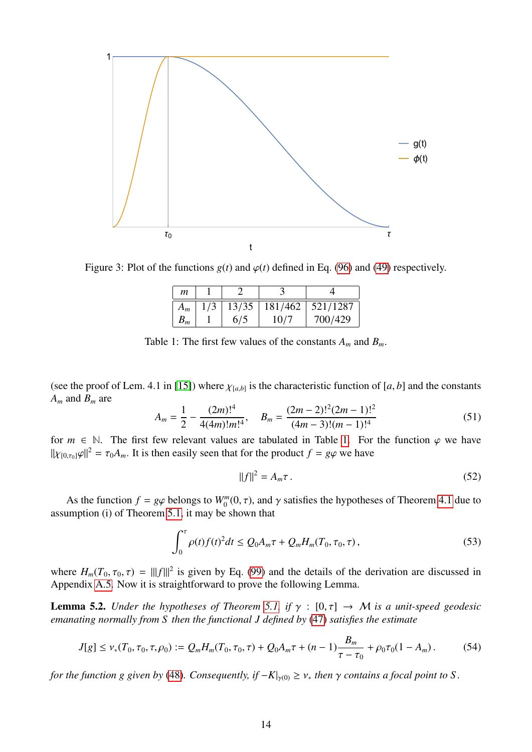Figure 3: Plot of the functions $g(t)$ and $\varphi(t)$ defined in Eq. (96) and (49) respectively.

| $m$ | 1 | 2 | 3 | 4 |
|---|---|---|---|---|
| $A_m$ | 1/3 | 13/35 | 181/462 | 521/1287 |
| $B_m$ | 1 | 6/5 | 10/7 | 700/429 |

Table 1: The first few values of the constants $A_m$ and $B_m$.

(see the proof of Lem. 4.1 in [15]) where $\chi_{[a,b]}$ is the characteristic function of $[a,b]$ and the constants $A_m$ and $B_m$ are

$$A_m = \frac{1}{2} - \frac{(2m)!^4}{4(4m)!m!^4}, \quad B_m = \frac{(2m-2)!^2(2m-1)!^2}{(4m-3)!(m-1)!^4} \tag{51}$$

for $m \in \mathbb{N}$. The first few relevant values are tabulated in Table 1. For the function $\varphi$ we have $\|\chi_{[0,\tau_0]}\varphi\|^2 = \tau_0 A_m$. It is then easily seen that for the product $f = g\varphi$ we have

$$\|f\|^2 = A_m \tau\,. \tag{52}$$

As the function $f = g\varphi$ belongs to $W_0^m(0,\tau)$, and $\gamma$ satisfies the hypotheses of Theorem 4.1 due to assumption (i) of Theorem 5.1, it may be shown that

$$\int_0^\tau \rho(t) f(t)^2 dt \leq Q_0 A_m \tau + Q_m H_m(T_0, \tau_0, \tau)\,, \tag{53}$$

where $H_m(T_0, \tau_0, \tau) = |||f|||^2$ is given by Eq. (99) and the details of the derivation are discussed in Appendix A.5. Now it is straightforward to prove the following Lemma.

**Lemma 5.2.** *Under the hypotheses of Theorem 5.1, if $\gamma : [0,\tau] \to \mathcal{M}$ is a unit-speed geodesic emanating normally from $S$ then the functional $J$ defined by (47) satisfies the estimate*

$$J[g] \leq \nu_*(T_0, \tau_0, \tau, \rho_0) := Q_m H_m(T_0, \tau_0, \tau) + Q_0 A_m \tau + (n-1)\frac{B_m}{\tau - \tau_0} + \rho_0 \tau_0 (1 - A_m)\,. \tag{54}$$

*for the function $g$ given by (48). Consequently, if $-K|_{\gamma(0)} \geq \nu_*$ then $\gamma$ contains a focal point to $S$.*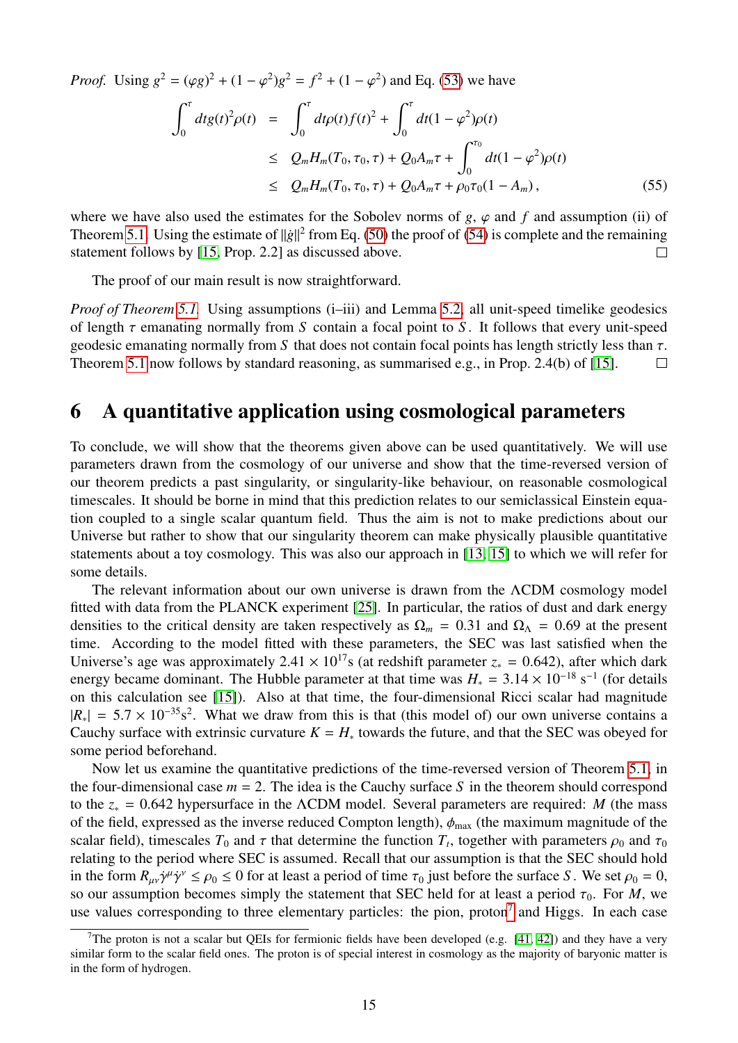*Proof.* Using $g^2 = (\varphi g)^2 + (1-\varphi^2)g^2 = f^2 + (1-\varphi^2)$ and Eq. (53) we have

$$\begin{aligned}
\int_0^\tau dt g(t)^2 \rho(t) &= \int_0^\tau dt \rho(t) f(t)^2 + \int_0^\tau dt (1-\varphi^2)\rho(t) \\
&\leq Q_m H_m(T_0, \tau_0, \tau) + Q_0 A_m \tau + \int_0^{\tau_0} dt (1-\varphi^2)\rho(t) \\
&\leq Q_m H_m(T_0, \tau_0, \tau) + Q_0 A_m \tau + \rho_0 \tau_0 (1 - A_m) ,
\end{aligned} \tag{55}$$

where we have also used the estimates for the Sobolev norms of $g$, $\varphi$ and $f$ and assumption (ii) of Theorem 5.1. Using the estimate of $\|\dot{g}\|^2$ from Eq. (50) the proof of (54) is complete and the remaining statement follows by [15, Prop. 2.2] as discussed above. □

The proof of our main result is now straightforward.

*Proof of Theorem 5.1.* Using assumptions (i–iii) and Lemma 5.2, all unit-speed timelike geodesics of length $\tau$ emanating normally from $S$ contain a focal point to $S$. It follows that every unit-speed geodesic emanating normally from $S$ that does not contain focal points has length strictly less than $\tau$. Theorem 5.1 now follows by standard reasoning, as summarised e.g., in Prop. 2.4(b) of [15]. □

## 6 A quantitative application using cosmological parameters

To conclude, we will show that the theorems given above can be used quantitatively. We will use parameters drawn from the cosmology of our universe and show that the time-reversed version of our theorem predicts a past singularity, or singularity-like behaviour, on reasonable cosmological timescales. It should be borne in mind that this prediction relates to our semiclassical Einstein equation coupled to a single scalar quantum field. Thus the aim is not to make predictions about our Universe but rather to show that our singularity theorem can make physically plausible quantitative statements about a toy cosmology. This was also our approach in [13, 15] to which we will refer for some details.

The relevant information about our own universe is drawn from the ΛCDM cosmology model fitted with data from the PLANCK experiment [25]. In particular, the ratios of dust and dark energy densities to the critical density are taken respectively as $\Omega_m = 0.31$ and $\Omega_\Lambda = 0.69$ at the present time. According to the model fitted with these parameters, the SEC was last satisfied when the Universe's age was approximately $2.41 \times 10^{17}$s (at redshift parameter $z_* = 0.642$), after which dark energy became dominant. The Hubble parameter at that time was $H_* = 3.14 \times 10^{-18}$ s$^{-1}$ (for details on this calculation see [15]). Also at that time, the four-dimensional Ricci scalar had magnitude $|R_*| = 5.7 \times 10^{-35}$s$^2$. What we draw from this is that (this model of) our own universe contains a Cauchy surface with extrinsic curvature $K = H_*$ towards the future, and that the SEC was obeyed for some period beforehand.

Now let us examine the quantitative predictions of the time-reversed version of Theorem 5.1, in the four-dimensional case $m = 2$. The idea is the Cauchy surface $S$ in the theorem should correspond to the $z_* = 0.642$ hypersurface in the ΛCDM model. Several parameters are required: $M$ (the mass of the field, expressed as the inverse reduced Compton length), $\phi_{\max}$ (the maximum magnitude of the scalar field), timescales $T_0$ and $\tau$ that determine the function $T_t$, together with parameters $\rho_0$ and $\tau_0$ relating to the period where SEC is assumed. Recall that our assumption is that the SEC should hold in the form $R_{\mu\nu}\dot{\gamma}^\mu\dot{\gamma}^\nu \leq \rho_0 \leq 0$ for at least a period of time $\tau_0$ just before the surface $S$. We set $\rho_0 = 0$, so our assumption becomes simply the statement that SEC held for at least a period $\tau_0$. For $M$, we use values corresponding to three elementary particles: the pion, proton[7] and Higgs. In each case

[7] The proton is not a scalar but QEIs for fermionic fields have been developed (e.g. [41, 42]) and they have a very similar form to the scalar field ones. The proton is of special interest in cosmology as the majority of baryonic matter is in the form of hydrogen.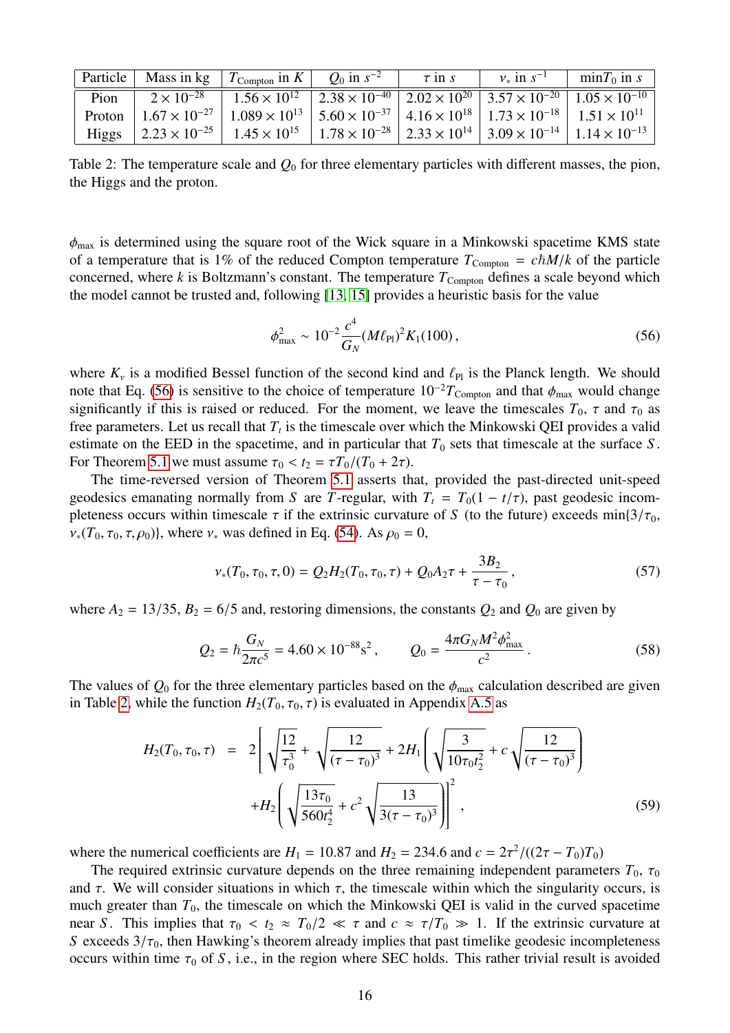| Particle | Mass in kg | $T_{\text{Compton}}$ in $K$ | $Q_0$ in $s^{-2}$ | $\tau$ in $s$ | $\nu_*$ in $s^{-1}$ | min$T_0$ in $s$ |
|---|---|---|---|---|---|---|
| Pion | $2 \times 10^{-28}$ | $1.56 \times 10^{12}$ | $2.38 \times 10^{-40}$ | $2.02 \times 10^{20}$ | $3.57 \times 10^{-20}$ | $1.05 \times 10^{-10}$ |
| Proton | $1.67 \times 10^{-27}$ | $1.089 \times 10^{13}$ | $5.60 \times 10^{-37}$ | $4.16 \times 10^{18}$ | $1.73 \times 10^{-18}$ | $1.51 \times 10^{11}$ |
| Higgs | $2.23 \times 10^{-25}$ | $1.45 \times 10^{15}$ | $1.78 \times 10^{-28}$ | $2.33 \times 10^{14}$ | $3.09 \times 10^{-14}$ | $1.14 \times 10^{-13}$ |

Table 2: The temperature scale and $Q_0$ for three elementary particles with different masses, the pion, the Higgs and the proton.

$\phi_{\max}$ is determined using the square root of the Wick square in a Minkowski spacetime KMS state of a temperature that is 1% of the reduced Compton temperature $T_{\text{Compton}} = c\hbar M/k$ of the particle concerned, where $k$ is Boltzmann's constant. The temperature $T_{\text{Compton}}$ defines a scale beyond which the model cannot be trusted and, following [13, 15] provides a heuristic basis for the value

$$\phi_{\max}^2 \sim 10^{-2} \frac{c^4}{G_N} (M\ell_{\text{Pl}})^2 K_1(100)\,, \tag{56}$$

where $K_\nu$ is a modified Bessel function of the second kind and $\ell_{\text{Pl}}$ is the Planck length. We should note that Eq. (56) is sensitive to the choice of temperature $10^{-2}T_{\text{Compton}}$ and that $\phi_{\max}$ would change significantly if this is raised or reduced. For the moment, we leave the timescales $T_0$, $\tau$ and $\tau_0$ as free parameters. Let us recall that $T_t$ is the timescale over which the Minkowski QEI provides a valid estimate on the EED in the spacetime, and in particular that $T_0$ sets that timescale at the surface $S$. For Theorem 5.1 we must assume $\tau_0 < t_2 = \tau T_0/(T_0 + 2\tau)$.

The time-reversed version of Theorem 5.1 asserts that, provided the past-directed unit-speed geodesics emanating normally from $S$ are $T$-regular, with $T_t = T_0(1 - t/\tau)$, past geodesic incompleteness occurs within timescale $\tau$ if the extrinsic curvature of $S$ (to the future) exceeds $\min\{3/\tau_0, \nu_*(T_0, \tau_0, \tau, \rho_0)\}$, where $\nu_*$ was defined in Eq. (54). As $\rho_0 = 0$,

$$\nu_*(T_0, \tau_0, \tau, 0) = Q_2 H_2(T_0, \tau_0, \tau) + Q_0 A_2 \tau + \frac{3B_2}{\tau - \tau_0}\,, \tag{57}$$

where $A_2 = 13/35$, $B_2 = 6/5$ and, restoring dimensions, the constants $Q_2$ and $Q_0$ are given by

$$Q_2 = \hbar \frac{G_N}{2\pi c^5} = 4.60 \times 10^{-88}\text{s}^2\,, \qquad Q_0 = \frac{4\pi G_N M^2 \phi_{\max}^2}{c^2}\,. \tag{58}$$

The values of $Q_0$ for the three elementary particles based on the $\phi_{\max}$ calculation described are given in Table 2, while the function $H_2(T_0, \tau_0, \tau)$ is evaluated in Appendix A.5 as

$$\begin{aligned} H_2(T_0, \tau_0, \tau) \;=\; 2\Bigg[ & \sqrt{\frac{12}{\tau_0^3}} + \sqrt{\frac{12}{(\tau-\tau_0)^3}} + 2H_1\left(\sqrt{\frac{3}{10\tau_0 t_2^2}} + c\sqrt{\frac{12}{(\tau-\tau_0)^3}}\right) \\ & + H_2\left(\sqrt{\frac{13\tau_0}{560 t_2^4}} + c^2\sqrt{\frac{13}{3(\tau-\tau_0)^3}}\right)\Bigg]^2\,, \end{aligned} \tag{59}$$

where the numerical coefficients are $H_1 = 10.87$ and $H_2 = 234.6$ and $c = 2\tau^2/((2\tau - T_0)T_0)$

The required extrinsic curvature depends on the three remaining independent parameters $T_0$, $\tau_0$ and $\tau$. We will consider situations in which $\tau$, the timescale within which the singularity occurs, is much greater than $T_0$, the timescale on which the Minkowski QEI is valid in the curved spacetime near $S$. This implies that $\tau_0 < t_2 \approx T_0/2 \ll \tau$ and $c \approx \tau/T_0 \gg 1$. If the extrinsic curvature at $S$ exceeds $3/\tau_0$, then Hawking's theorem already implies that past timelike geodesic incompleteness occurs within time $\tau_0$ of $S$, i.e., in the region where SEC holds. This rather trivial result is avoided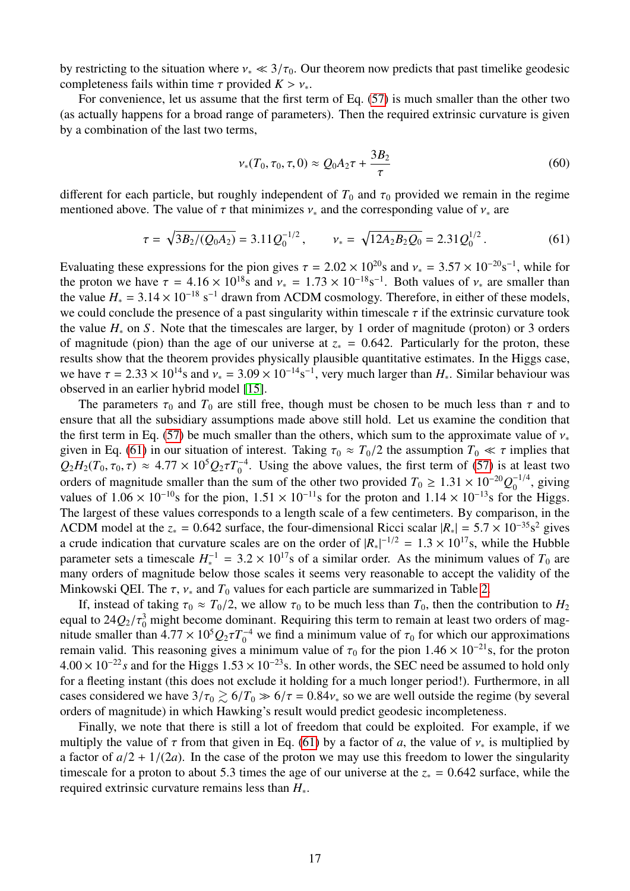by restricting to the situation where $\nu_* \ll 3/\tau_0$. Our theorem now predicts that past timelike geodesic completeness fails within time $\tau$ provided $K > \nu_*$.

For convenience, let us assume that the first term of Eq. (57) is much smaller than the other two (as actually happens for a broad range of parameters). Then the required extrinsic curvature is given by a combination of the last two terms,

$$\nu_*(T_0, \tau_0, \tau, 0) \approx Q_0 A_2 \tau + \frac{3B_2}{\tau} \tag{60}$$

different for each particle, but roughly independent of $T_0$ and $\tau_0$ provided we remain in the regime mentioned above. The value of $\tau$ that minimizes $\nu_*$ and the corresponding value of $\nu_*$ are

$$\tau = \sqrt{3B_2/(Q_0 A_2)} = 3.11 Q_0^{-1/2}\,, \qquad \nu_* = \sqrt{12 A_2 B_2 Q_0} = 2.31 Q_0^{1/2}\,. \tag{61}$$

Evaluating these expressions for the pion gives $\tau = 2.02 \times 10^{20}$s and $\nu_* = 3.57 \times 10^{-20}\text{s}^{-1}$, while for the proton we have $\tau = 4.16 \times 10^{18}$s and $\nu_* = 1.73 \times 10^{-18}\text{s}^{-1}$. Both values of $\nu_*$ are smaller than the value $H_* = 3.14 \times 10^{-18}$ s$^{-1}$ drawn from ΛCDM cosmology. Therefore, in either of these models, we could conclude the presence of a past singularity within timescale $\tau$ if the extrinsic curvature took the value $H_*$ on $S$. Note that the timescales are larger, by 1 order of magnitude (proton) or 3 orders of magnitude (pion) than the age of our universe at $z_* = 0.642$. Particularly for the proton, these results show that the theorem provides physically plausible quantitative estimates. In the Higgs case, we have $\tau = 2.33 \times 10^{14}$s and $\nu_* = 3.09 \times 10^{-14}\text{s}^{-1}$, very much larger than $H_*$. Similar behaviour was observed in an earlier hybrid model [15].

The parameters $\tau_0$ and $T_0$ are still free, though must be chosen to be much less than $\tau$ and to ensure that all the subsidiary assumptions made above still hold. Let us examine the condition that the first term in Eq. (57) be much smaller than the others, which sum to the approximate value of $\nu_*$ given in Eq. (61) in our situation of interest. Taking $\tau_0 \approx T_0/2$ the assumption $T_0 \ll \tau$ implies that $Q_2 H_2(T_0, \tau_0, \tau) \approx 4.77 \times 10^5 Q_2 \tau T_0^{-4}$. Using the above values, the first term of (57) is at least two orders of magnitude smaller than the sum of the other two provided $T_0 \geq 1.31 \times 10^{-20} Q_0^{-1/4}$, giving values of $1.06 \times 10^{-10}$s for the pion, $1.51 \times 10^{-11}$s for the proton and $1.14 \times 10^{-13}$s for the Higgs. The largest of these values corresponds to a length scale of a few centimeters. By comparison, in the ΛCDM model at the $z_* = 0.642$ surface, the four-dimensional Ricci scalar $|R_*| = 5.7 \times 10^{-35}\text{s}^2$ gives a crude indication that curvature scales are on the order of $|R_*|^{-1/2} = 1.3 \times 10^{17}$s, while the Hubble parameter sets a timescale $H_*^{-1} = 3.2 \times 10^{17}$s of a similar order. As the minimum values of $T_0$ are many orders of magnitude below those scales it seems very reasonable to accept the validity of the Minkowski QEI. The $\tau$, $\nu_*$ and $T_0$ values for each particle are summarized in Table 2.

If, instead of taking $\tau_0 \approx T_0/2$, we allow $\tau_0$ to be much less than $T_0$, then the contribution to $H_2$ equal to $24 Q_2/\tau_0^3$ might become dominant. Requiring this term to remain at least two orders of magnitude smaller than $4.77 \times 10^5 Q_2 \tau T_0^{-4}$ we find a minimum value of $\tau_0$ for which our approximations remain valid. This reasoning gives a minimum value of $\tau_0$ for the pion $1.46 \times 10^{-21}$s, for the proton $4.00 \times 10^{-22} s$ and for the Higgs $1.53 \times 10^{-23}$s. In other words, the SEC need be assumed to hold only for a fleeting instant (this does not exclude it holding for a much longer period!). Furthermore, in all cases considered we have $3/\tau_0 \gtrsim 6/T_0 \gg 6/\tau = 0.84\nu_*$ so we are well outside the regime (by several orders of magnitude) in which Hawking's result would predict geodesic incompleteness.

Finally, we note that there is still a lot of freedom that could be exploited. For example, if we multiply the value of $\tau$ from that given in Eq. (61) by a factor of $a$, the value of $\nu_*$ is multiplied by a factor of $a/2 + 1/(2a)$. In the case of the proton we may use this freedom to lower the singularity timescale for a proton to about 5.3 times the age of our universe at the $z_* = 0.642$ surface, while the required extrinsic curvature remains less than $H_*$.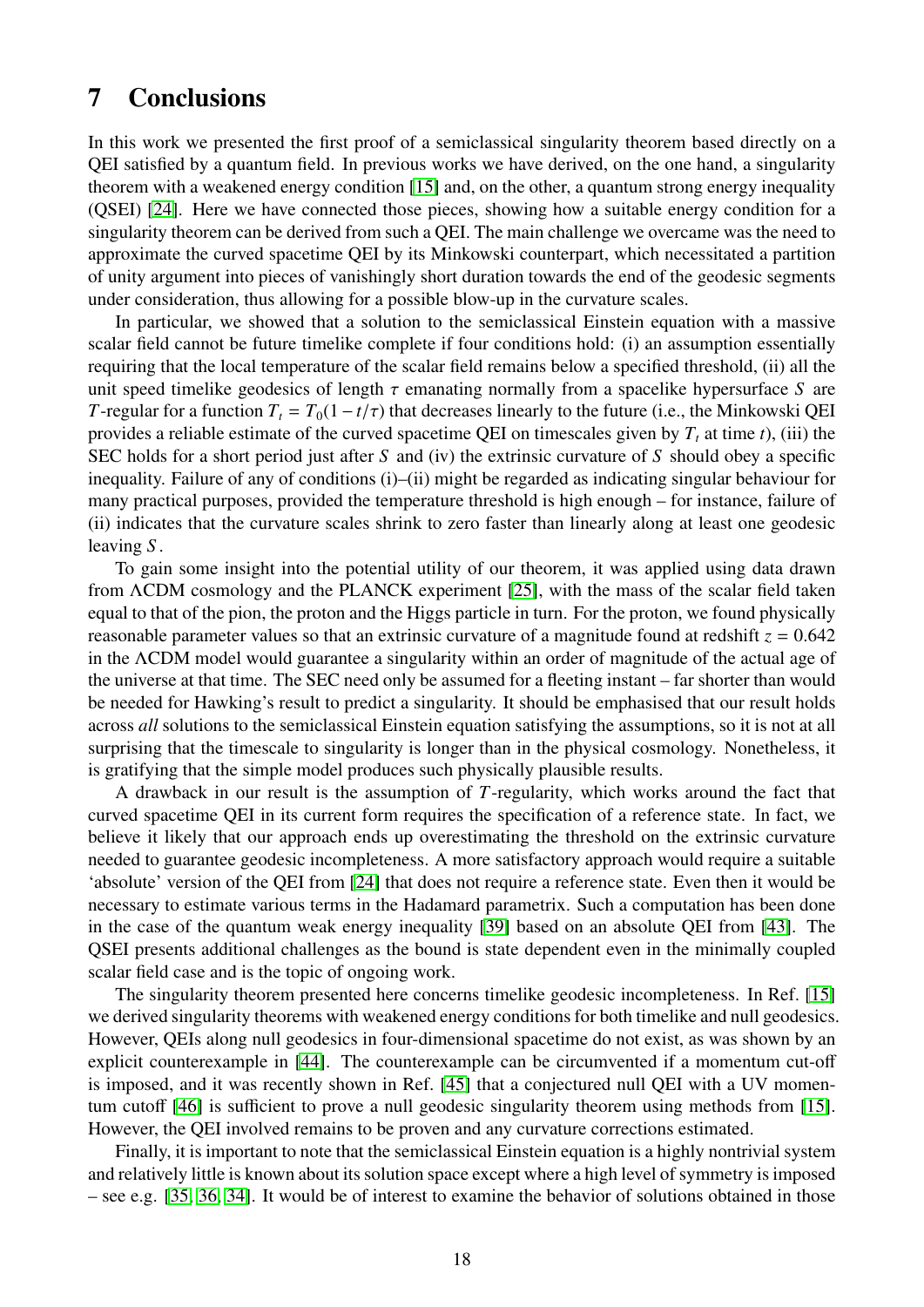# 7 Conclusions

In this work we presented the first proof of a semiclassical singularity theorem based directly on a QEI satisfied by a quantum field. In previous works we have derived, on the one hand, a singularity theorem with a weakened energy condition [15] and, on the other, a quantum strong energy inequality (QSEI) [24]. Here we have connected those pieces, showing how a suitable energy condition for a singularity theorem can be derived from such a QEI. The main challenge we overcame was the need to approximate the curved spacetime QEI by its Minkowski counterpart, which necessitated a partition of unity argument into pieces of vanishingly short duration towards the end of the geodesic segments under consideration, thus allowing for a possible blow-up in the curvature scales.

In particular, we showed that a solution to the semiclassical Einstein equation with a massive scalar field cannot be future timelike complete if four conditions hold: (i) an assumption essentially requiring that the local temperature of the scalar field remains below a specified threshold, (ii) all the unit speed timelike geodesics of length $\tau$ emanating normally from a spacelike hypersurface $S$ are $T$-regular for a function $T_t = T_0(1 - t/\tau)$ that decreases linearly to the future (i.e., the Minkowski QEI provides a reliable estimate of the curved spacetime QEI on timescales given by $T_t$ at time $t$), (iii) the SEC holds for a short period just after $S$ and (iv) the extrinsic curvature of $S$ should obey a specific inequality. Failure of any of conditions (i)–(ii) might be regarded as indicating singular behaviour for many practical purposes, provided the temperature threshold is high enough – for instance, failure of (ii) indicates that the curvature scales shrink to zero faster than linearly along at least one geodesic leaving $S$.

To gain some insight into the potential utility of our theorem, it was applied using data drawn from $\Lambda$CDM cosmology and the PLANCK experiment [25], with the mass of the scalar field taken equal to that of the pion, the proton and the Higgs particle in turn. For the proton, we found physically reasonable parameter values so that an extrinsic curvature of a magnitude found at redshift $z = 0.642$ in the $\Lambda$CDM model would guarantee a singularity within an order of magnitude of the actual age of the universe at that time. The SEC need only be assumed for a fleeting instant – far shorter than would be needed for Hawking's result to predict a singularity. It should be emphasised that our result holds across *all* solutions to the semiclassical Einstein equation satisfying the assumptions, so it is not at all surprising that the timescale to singularity is longer than in the physical cosmology. Nonetheless, it is gratifying that the simple model produces such physically plausible results.

A drawback in our result is the assumption of $T$-regularity, which works around the fact that curved spacetime QEI in its current form requires the specification of a reference state. In fact, we believe it likely that our approach ends up overestimating the threshold on the extrinsic curvature needed to guarantee geodesic incompleteness. A more satisfactory approach would require a suitable 'absolute' version of the QEI from [24] that does not require a reference state. Even then it would be necessary to estimate various terms in the Hadamard parametrix. Such a computation has been done in the case of the quantum weak energy inequality [39] based on an absolute QEI from [43]. The QSEI presents additional challenges as the bound is state dependent even in the minimally coupled scalar field case and is the topic of ongoing work.

The singularity theorem presented here concerns timelike geodesic incompleteness. In Ref. [15] we derived singularity theorems with weakened energy conditions for both timelike and null geodesics. However, QEIs along null geodesics in four-dimensional spacetime do not exist, as was shown by an explicit counterexample in [44]. The counterexample can be circumvented if a momentum cut-off is imposed, and it was recently shown in Ref. [45] that a conjectured null QEI with a UV momentum cutoff [46] is sufficient to prove a null geodesic singularity theorem using methods from [15]. However, the QEI involved remains to be proven and any curvature corrections estimated.

Finally, it is important to note that the semiclassical Einstein equation is a highly nontrivial system and relatively little is known about its solution space except where a high level of symmetry is imposed – see e.g. [35, 36, 34]. It would be of interest to examine the behavior of solutions obtained in those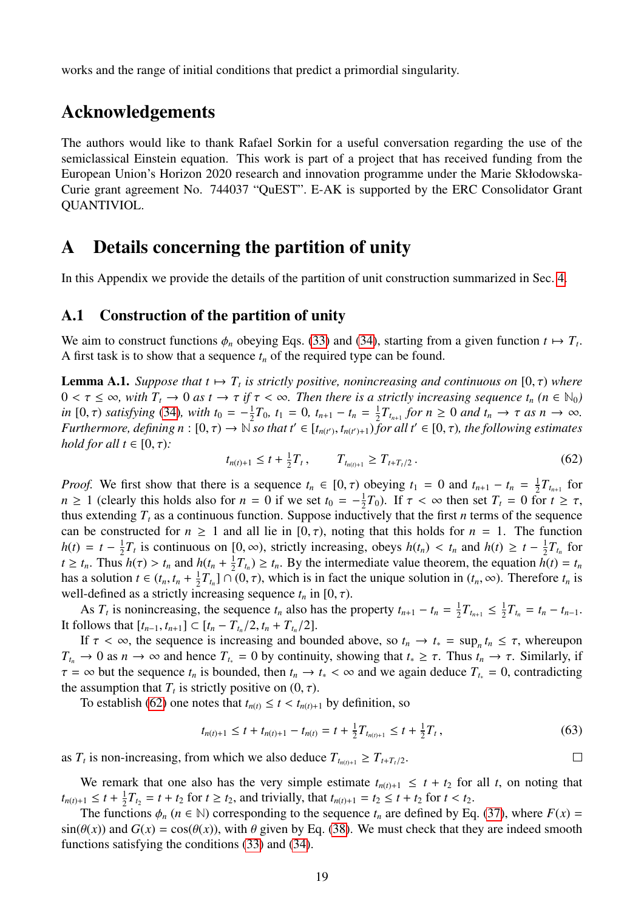works and the range of initial conditions that predict a primordial singularity.

## Acknowledgements

The authors would like to thank Rafael Sorkin for a useful conversation regarding the use of the semiclassical Einstein equation. This work is part of a project that has received funding from the European Union's Horizon 2020 research and innovation programme under the Marie Skłodowska-Curie grant agreement No. 744037 "QuEST". E-AK is supported by the ERC Consolidator Grant QUANTIVIOL.

## A Details concerning the partition of unity

In this Appendix we provide the details of the partition of unit construction summarized in Sec. 4.

### A.1 Construction of the partition of unity

We aim to construct functions $\phi_n$ obeying Eqs. (33) and (34), starting from a given function $t \mapsto T_t$. A first task is to show that a sequence $t_n$ of the required type can be found.

**Lemma A.1.** *Suppose that $t \mapsto T_t$ is strictly positive, nonincreasing and continuous on $[0, \tau)$ where $0 < \tau \leq \infty$, with $T_t \to 0$ as $t \to \tau$ if $\tau < \infty$. Then there is a strictly increasing sequence $t_n$ ($n \in \mathbb{N}_0$) in $[0, \tau)$ satisfying (34), with $t_0 = -\frac{1}{2}T_0$, $t_1 = 0$, $t_{n+1} - t_n = \frac{1}{2}T_{t_{n+1}}$ for $n \geq 0$ and $t_n \to \tau$ as $n \to \infty$. Furthermore, defining $n : [0, \tau) \to \mathbb{N}$ so that $t' \in [t_{n(t')}, t_{n(t')+1})$ for all $t' \in [0, \tau)$, the following estimates hold for all $t \in [0, \tau)$:*

$$t_{n(t)+1} \leq t + \tfrac{1}{2}T_t \,, \qquad T_{t_{n(t)+1}} \geq T_{t+T_t/2} \,. \tag{62}$$

*Proof.* We first show that there is a sequence $t_n \in [0, \tau)$ obeying $t_1 = 0$ and $t_{n+1} - t_n = \frac{1}{2}T_{t_{n+1}}$ for $n \geq 1$ (clearly this holds also for $n = 0$ if we set $t_0 = -\frac{1}{2}T_0$). If $\tau < \infty$ then set $T_t = 0$ for $t \geq \tau$, thus extending $T_t$ as a continuous function. Suppose inductively that the first $n$ terms of the sequence can be constructed for $n \geq 1$ and all lie in $[0, \tau)$, noting that this holds for $n = 1$. The function $h(t) = t - \frac{1}{2}T_t$ is continuous on $[0, \infty)$, strictly increasing, obeys $h(t_n) < t_n$ and $h(t) \geq t - \frac{1}{2}T_{t_n}$ for $t \geq t_n$. Thus $h(\tau) > t_n$ and $h(t_n + \frac{1}{2}T_{t_n}) \geq t_n$. By the intermediate value theorem, the equation $h(t) = t_n$ has a solution $t \in (t_n, t_n + \frac{1}{2}T_{t_n}] \cap (0, \tau)$, which is in fact the unique solution in $(t_n, \infty)$. Therefore $t_n$ is well-defined as a strictly increasing sequence $t_n$ in $[0, \tau)$.

As $T_t$ is nonincreasing, the sequence $t_n$ also has the property $t_{n+1} - t_n = \frac{1}{2}T_{t_{n+1}} \leq \frac{1}{2}T_{t_n} = t_n - t_{n-1}$. It follows that $[t_{n-1}, t_{n+1}] \subset [t_n - T_{t_n}/2, t_n + T_{t_n}/2]$.

If $\tau < \infty$, the sequence is increasing and bounded above, so $t_n \to t_* = \sup_n t_n \leq \tau$, whereupon $T_{t_n} \to 0$ as $n \to \infty$ and hence $T_{t_*} = 0$ by continuity, showing that $t_* \geq \tau$. Thus $t_n \to \tau$. Similarly, if $\tau = \infty$ but the sequence $t_n$ is bounded, then $t_n \to t_* < \infty$ and we again deduce $T_{t_*} = 0$, contradicting the assumption that $T_t$ is strictly positive on $(0, \tau)$.

To establish (62) one notes that $t_{n(t)} \leq t < t_{n(t)+1}$ by definition, so

$$t_{n(t)+1} \leq t + t_{n(t)+1} - t_{n(t)} = t + \tfrac{1}{2}T_{t_{n(t)+1}} \leq t + \tfrac{1}{2}T_t \,, \tag{63}$$

as $T_t$ is non-increasing, from which we also deduce $T_{t_{n(t)+1}} \geq T_{t+T_t/2}$. □

We remark that one also has the very simple estimate $t_{n(t)+1} \leq t + t_2$ for all $t$, on noting that $t_{n(t)+1} \leq t + \frac{1}{2}T_{t_2} = t + t_2$ for $t \geq t_2$, and trivially, that $t_{n(t)+1} = t_2 \leq t + t_2$ for $t < t_2$.

The functions $\phi_n$ ($n \in \mathbb{N}$) corresponding to the sequence $t_n$ are defined by Eq. (37), where $F(x) = \sin(\theta(x))$ and $G(x) = \cos(\theta(x))$, with $\theta$ given by Eq. (38). We must check that they are indeed smooth functions satisfying the conditions (33) and (34).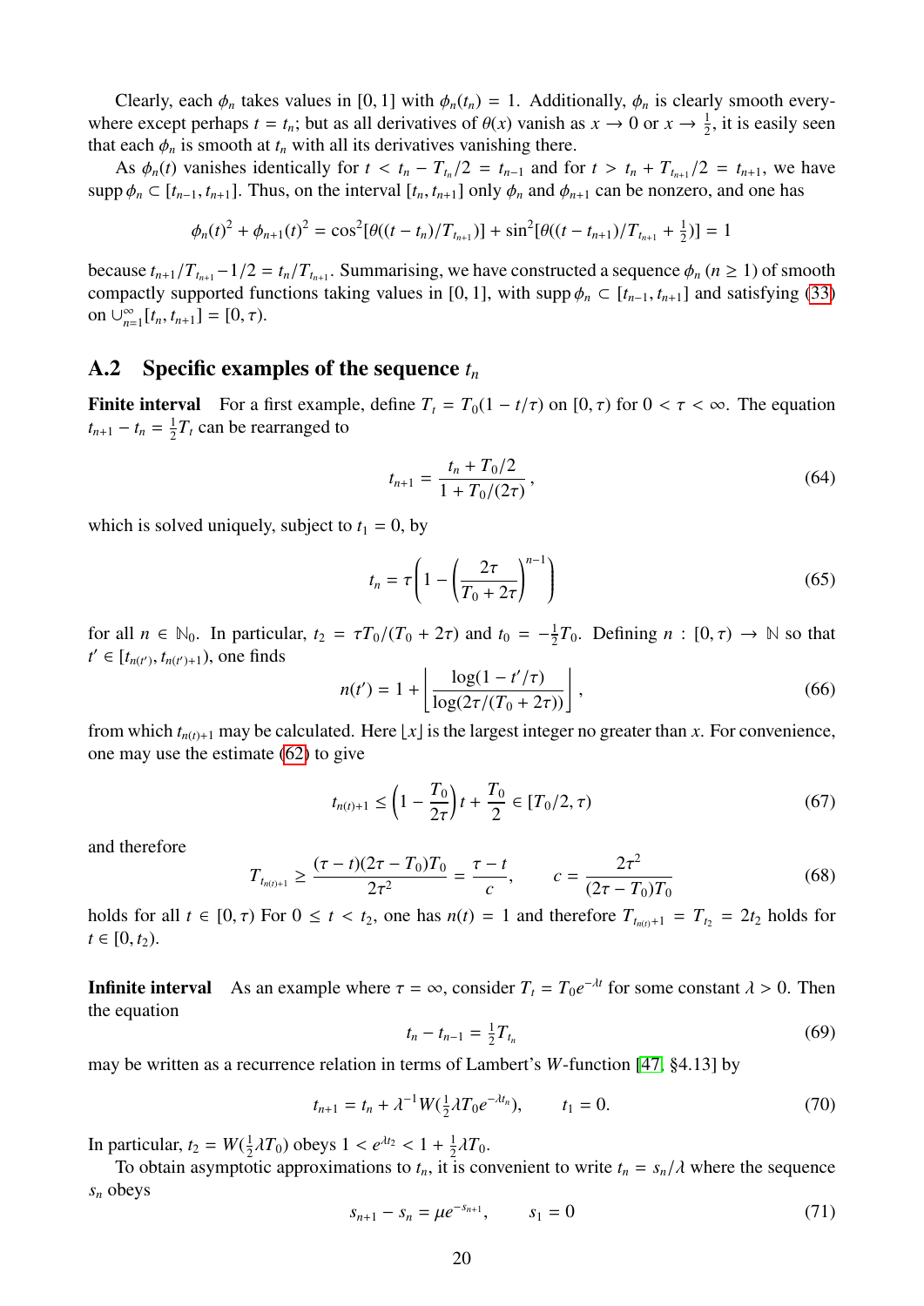Clearly, each $\phi_n$ takes values in $[0, 1]$ with $\phi_n(t_n) = 1$. Additionally, $\phi_n$ is clearly smooth everywhere except perhaps $t = t_n$; but as all derivatives of $\theta(x)$ vanish as $x \to 0$ or $x \to \frac{1}{2}$, it is easily seen that each $\phi_n$ is smooth at $t_n$ with all its derivatives vanishing there.

As $\phi_n(t)$ vanishes identically for $t < t_n - T_{t_n}/2 = t_{n-1}$ and for $t > t_n + T_{t_{n+1}}/2 = t_{n+1}$, we have $\operatorname{supp}\phi_n \subset [t_{n-1}, t_{n+1}]$. Thus, on the interval $[t_n, t_{n+1}]$ only $\phi_n$ and $\phi_{n+1}$ can be nonzero, and one has

$$\phi_n(t)^2 + \phi_{n+1}(t)^2 = \cos^2[\theta((t - t_n)/T_{t_{n+1}})] + \sin^2[\theta((t - t_{n+1})/T_{t_{n+1}} + \tfrac{1}{2})] = 1$$

because $t_{n+1}/T_{t_{n+1}} - 1/2 = t_n/T_{t_{n+1}}$. Summarising, we have constructed a sequence $\phi_n$ ($n \geq 1$) of smooth compactly supported functions taking values in $[0, 1]$, with $\operatorname{supp}\phi_n \subset [t_{n-1}, t_{n+1}]$ and satisfying (33) on $\cup_{n=1}^{\infty}[t_n, t_{n+1}] = [0, \tau)$.

## A.2 Specific examples of the sequence $t_n$

**Finite interval** For a first example, define $T_t = T_0(1 - t/\tau)$ on $[0, \tau)$ for $0 < \tau < \infty$. The equation $t_{n+1} - t_n = \frac{1}{2}T_t$ can be rearranged to

$$t_{n+1} = \frac{t_n + T_0/2}{1 + T_0/(2\tau)}, \tag{64}$$

which is solved uniquely, subject to $t_1 = 0$, by

$$t_n = \tau\left(1 - \left(\frac{2\tau}{T_0 + 2\tau}\right)^{n-1}\right) \tag{65}$$

for all $n \in \mathbb{N}_0$. In particular, $t_2 = \tau T_0/(T_0 + 2\tau)$ and $t_0 = -\frac{1}{2}T_0$. Defining $n : [0, \tau) \to \mathbb{N}$ so that $t' \in [t_{n(t')}, t_{n(t')+1})$, one finds

$$n(t') = 1 + \left\lfloor \frac{\log(1 - t'/\tau)}{\log(2\tau/(T_0 + 2\tau))} \right\rfloor, \tag{66}$$

from which $t_{n(t)+1}$ may be calculated. Here $\lfloor x \rfloor$ is the largest integer no greater than $x$. For convenience, one may use the estimate (62) to give

$$t_{n(t)+1} \leq \left(1 - \frac{T_0}{2\tau}\right)t + \frac{T_0}{2} \in [T_0/2, \tau) \tag{67}$$

and therefore

$$T_{t_{n(t)+1}} \geq \frac{(\tau - t)(2\tau - T_0)T_0}{2\tau^2} = \frac{\tau - t}{c}, \qquad c = \frac{2\tau^2}{(2\tau - T_0)T_0} \tag{68}$$

holds for all $t \in [0, \tau)$ For $0 \leq t < t_2$, one has $n(t) = 1$ and therefore $T_{t_{n(t)}+1} = T_{t_2} = 2t_2$ holds for $t \in [0, t_2)$.

**Infinite interval** As an example where $\tau = \infty$, consider $T_t = T_0 e^{-\lambda t}$ for some constant $\lambda > 0$. Then the equation

$$t_n - t_{n-1} = \tfrac{1}{2}T_{t_n} \tag{69}$$

may be written as a recurrence relation in terms of Lambert's $W$-function [47, §4.13] by

$$t_{n+1} = t_n + \lambda^{-1}W(\tfrac{1}{2}\lambda T_0 e^{-\lambda t_n}), \qquad t_1 = 0. \tag{70}$$

In particular, $t_2 = W(\frac{1}{2}\lambda T_0)$ obeys $1 < e^{\lambda t_2} < 1 + \frac{1}{2}\lambda T_0$.

To obtain asymptotic approximations to $t_n$, it is convenient to write $t_n = s_n/\lambda$ where the sequence $s_n$ obeys

$$s_{n+1} - s_n = \mu e^{-s_{n+1}}, \qquad s_1 = 0 \tag{71}$$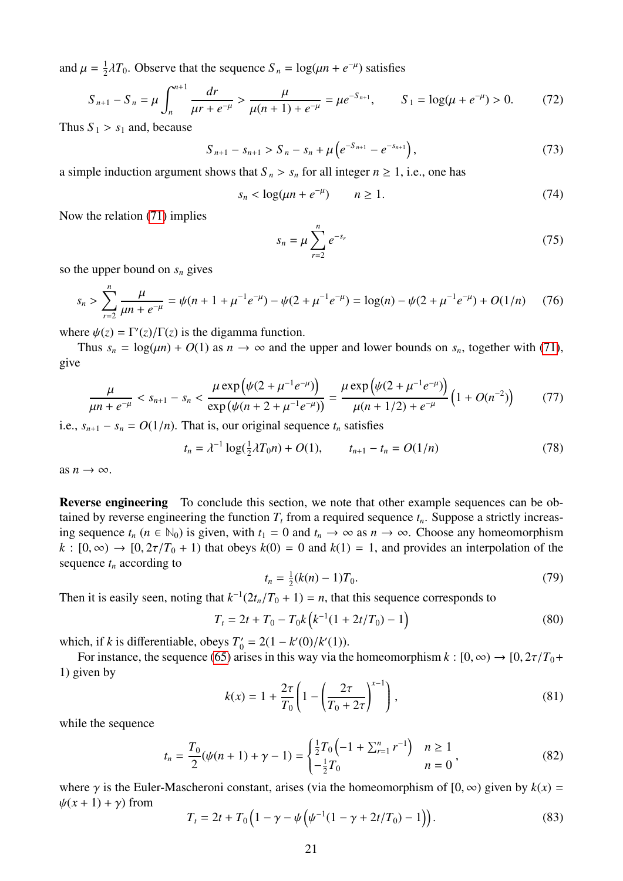and $\mu = \frac{1}{2}\lambda T_0$. Observe that the sequence $S_n = \log(\mu n + e^{-\mu})$ satisfies

$$S_{n+1} - S_n = \mu \int_n^{n+1} \frac{dr}{\mu r + e^{-\mu}} > \frac{\mu}{\mu(n+1) + e^{-\mu}} = \mu e^{-S_{n+1}}, \qquad S_1 = \log(\mu + e^{-\mu}) > 0. \tag{72}$$

Thus $S_1 > s_1$ and, because

$$S_{n+1} - s_{n+1} > S_n - s_n + \mu\left(e^{-S_{n+1}} - e^{-s_{n+1}}\right), \tag{73}$$

a simple induction argument shows that $S_n > s_n$ for all integer $n \geq 1$, i.e., one has

$$s_n < \log(\mu n + e^{-\mu}) \qquad n \geq 1. \tag{74}$$

Now the relation (71) implies

$$s_n = \mu \sum_{r=2}^{n} e^{-s_r} \tag{75}$$

so the upper bound on $s_n$ gives

$$s_n > \sum_{r=2}^{n} \frac{\mu}{\mu n + e^{-\mu}} = \psi(n + 1 + \mu^{-1}e^{-\mu}) - \psi(2 + \mu^{-1}e^{-\mu}) = \log(n) - \psi(2 + \mu^{-1}e^{-\mu}) + O(1/n) \tag{76}$$

where $\psi(z) = \Gamma'(z)/\Gamma(z)$ is the digamma function.

Thus $s_n = \log(\mu n) + O(1)$ as $n \to \infty$ and the upper and lower bounds on $s_n$, together with (71), give

$$\frac{\mu}{\mu n + e^{-\mu}} < s_{n+1} - s_n < \frac{\mu \exp\left(\psi(2 + \mu^{-1}e^{-\mu})\right)}{\exp\left(\psi(n + 2 + \mu^{-1}e^{-\mu})\right)} = \frac{\mu \exp\left(\psi(2 + \mu^{-1}e^{-\mu})\right)}{\mu(n + 1/2) + e^{-\mu}}\left(1 + O(n^{-2})\right) \tag{77}$$

i.e., $s_{n+1} - s_n = O(1/n)$. That is, our original sequence $t_n$ satisfies

$$t_n = \lambda^{-1} \log(\tfrac{1}{2}\lambda T_0 n) + O(1), \qquad t_{n+1} - t_n = O(1/n) \tag{78}$$

as $n \to \infty$.

**Reverse engineering** To conclude this section, we note that other example sequences can be obtained by reverse engineering the function $T_t$ from a required sequence $t_n$. Suppose a strictly increasing sequence $t_n$ ($n \in \mathbb{N}_0$) is given, with $t_1 = 0$ and $t_n \to \infty$ as $n \to \infty$. Choose any homeomorphism $k : [0, \infty) \to [0, 2\tau/T_0 + 1)$ that obeys $k(0) = 0$ and $k(1) = 1$, and provides an interpolation of the sequence $t_n$ according to

$$t_n = \tfrac{1}{2}(k(n) - 1)T_0. \tag{79}$$

Then it is easily seen, noting that $k^{-1}(2t_n/T_0 + 1) = n$, that this sequence corresponds to

$$T_t = 2t + T_0 - T_0 k\left(k^{-1}(1 + 2t/T_0) - 1\right) \tag{80}$$

which, if $k$ is differentiable, obeys $T_0' = 2(1 - k'(0)/k'(1))$.

For instance, the sequence (65) arises in this way via the homeomorphism $k : [0, \infty) \to [0, 2\tau/T_0 + 1)$ given by

$$k(x) = 1 + \frac{2\tau}{T_0}\left(1 - \left(\frac{2\tau}{T_0 + 2\tau}\right)^{x-1}\right), \tag{81}$$

while the sequence

$$t_n = \frac{T_0}{2}(\psi(n + 1) + \gamma - 1) = \begin{cases} \frac{1}{2}T_0\left(-1 + \sum_{r=1}^{n} r^{-1}\right) & n \geq 1 \\ -\frac{1}{2}T_0 & n = 0 \end{cases}, \tag{82}$$

where $\gamma$ is the Euler-Mascheroni constant, arises (via the homeomorphism of $[0, \infty)$ given by $k(x) = \psi(x + 1) + \gamma$) from

$$T_t = 2t + T_0\left(1 - \gamma - \psi\left(\psi^{-1}(1 - \gamma + 2t/T_0) - 1\right)\right). \tag{83}$$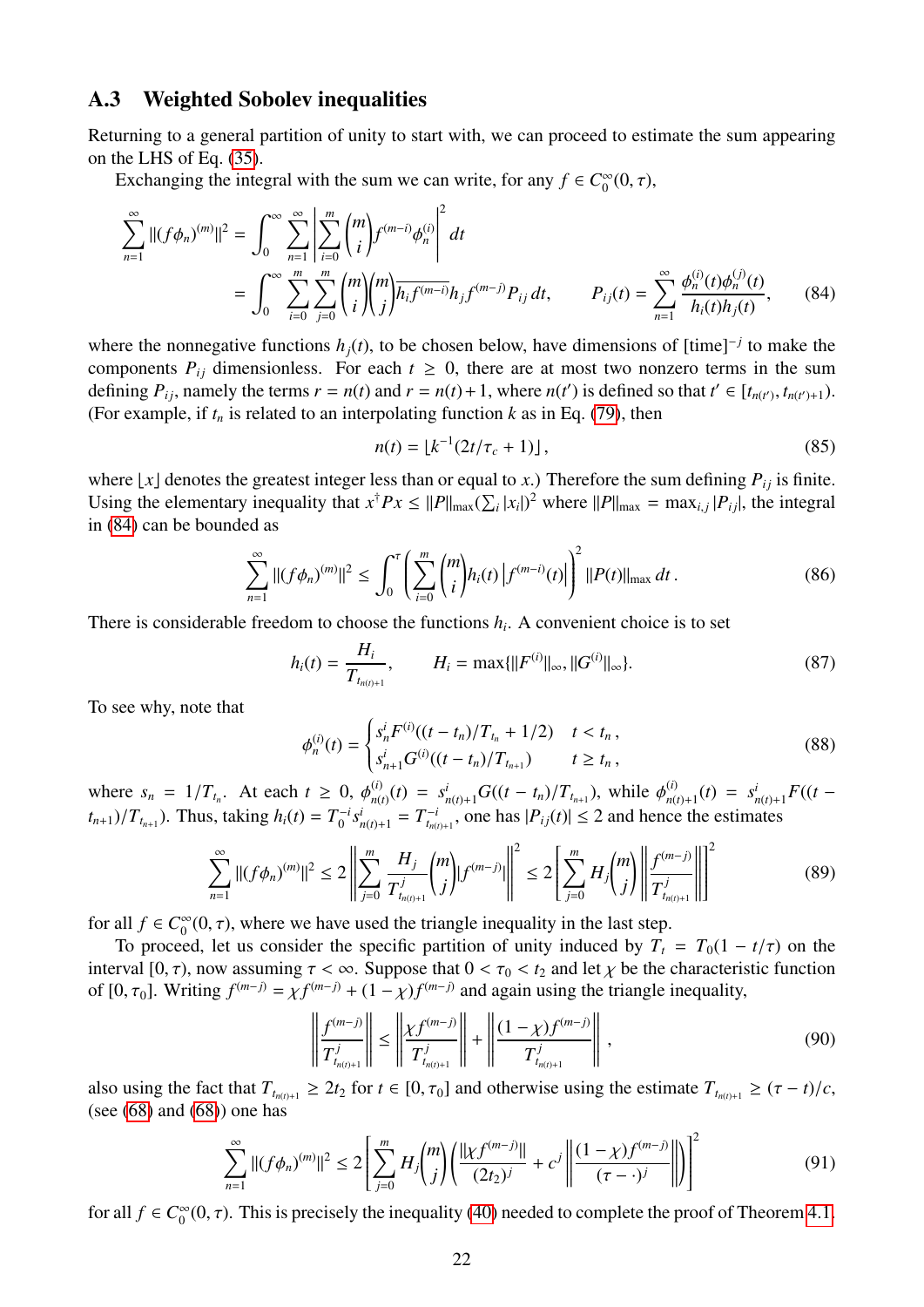## A.3 Weighted Sobolev inequalities

Returning to a general partition of unity to start with, we can proceed to estimate the sum appearing on the LHS of Eq. (35).

Exchanging the integral with the sum we can write, for any $f \in C_0^\infty(0,\tau)$,

$$
\begin{aligned}
\sum_{n=1}^{\infty} \|(f\phi_n)^{(m)}\|^2 &= \int_0^\infty \sum_{n=1}^{\infty} \left| \sum_{i=0}^{m} \binom{m}{i} f^{(m-i)} \phi_n^{(i)} \right|^2 dt \\
&= \int_0^\infty \sum_{i=0}^{m} \sum_{j=0}^{m} \binom{m}{i}\binom{m}{j} \overline{h_i f^{(m-i)}} h_j f^{(m-j)} P_{ij}\, dt, \qquad P_{ij}(t) = \sum_{n=1}^{\infty} \frac{\phi_n^{(i)}(t)\phi_n^{(j)}(t)}{h_i(t)h_j(t)},
\end{aligned} \tag{84}
$$

where the nonnegative functions $h_j(t)$, to be chosen below, have dimensions of $[\text{time}]^{-j}$ to make the components $P_{ij}$ dimensionless. For each $t \geq 0$, there are at most two nonzero terms in the sum defining $P_{ij}$, namely the terms $r = n(t)$ and $r = n(t)+1$, where $n(t')$ is defined so that $t' \in [t_{n(t')}, t_{n(t')+1})$. (For example, if $t_n$ is related to an interpolating function $k$ as in Eq. (79), then

$$
n(t) = \lfloor k^{-1}(2t/\tau_c + 1) \rfloor, \tag{85}
$$

where $\lfloor x \rfloor$ denotes the greatest integer less than or equal to $x$.) Therefore the sum defining $P_{ij}$ is finite. Using the elementary inequality that $x^\dagger P x \leq \|P\|_{\max} (\sum_i |x_i|)^2$ where $\|P\|_{\max} = \max_{i,j} |P_{ij}|$, the integral in (84) can be bounded as

$$
\sum_{n=1}^{\infty} \|(f\phi_n)^{(m)}\|^2 \leq \int_0^\tau \left( \sum_{i=0}^{m} \binom{m}{i} h_i(t) \left| f^{(m-i)}(t) \right| \right)^2 \|P(t)\|_{\max}\, dt\,. \tag{86}
$$

There is considerable freedom to choose the functions $h_i$. A convenient choice is to set

$$
h_i(t) = \frac{H_i}{T_{t_{n(t)+1}}}, \qquad H_i = \max\{\|F^{(i)}\|_\infty, \|G^{(i)}\|_\infty\}. \tag{87}
$$

To see why, note that

$$
\phi_n^{(i)}(t) = \begin{cases} s_n^i F^{(i)}((t-t_n)/T_{t_n} + 1/2) & t < t_n\,, \\ s_{n+1}^i G^{(i)}((t-t_n)/T_{t_{n+1}}) & t \geq t_n\,, \end{cases} \tag{88}
$$

where $s_n = 1/T_{t_n}$. At each $t \geq 0$, $\phi_{n(t)}^{(i)}(t) = s_{n(t)+1}^i G((t-t_n)/T_{t_{n+1}})$, while $\phi_{n(t)+1}^{(i)}(t) = s_{n(t)+1}^i F((t-t_{n+1})/T_{t_{n+1}})$. Thus, taking $h_i(t) = T_0^{-i} s_{n(t)+1}^i = T_{t_{n(t)+1}}^{-i}$, one has $|P_{ij}(t)| \leq 2$ and hence the estimates

$$
\sum_{n=1}^{\infty} \|(f\phi_n)^{(m)}\|^2 \leq 2 \left\| \sum_{j=0}^{m} \frac{H_j}{T_{t_{n(t)+1}}^j} \binom{m}{j} |f^{(m-j)}| \right\|^2 \leq 2 \left[ \sum_{j=0}^{m} H_j \binom{m}{j} \left\| \frac{f^{(m-j)}}{T_{t_{n(t)+1}}^j} \right\| \right]^2 \tag{89}
$$

for all $f \in C_0^\infty(0,\tau)$, where we have used the triangle inequality in the last step.

To proceed, let us consider the specific partition of unity induced by $T_t = T_0(1 - t/\tau)$ on the interval $[0,\tau)$, now assuming $\tau < \infty$. Suppose that $0 < \tau_0 < t_2$ and let $\chi$ be the characteristic function of $[0,\tau_0]$. Writing $f^{(m-j)} = \chi f^{(m-j)} + (1-\chi) f^{(m-j)}$ and again using the triangle inequality,

$$
\left\| \frac{f^{(m-j)}}{T_{t_{n(t)+1}}^j} \right\| \leq \left\| \frac{\chi f^{(m-j)}}{T_{t_{n(t)+1}}^j} \right\| + \left\| \frac{(1-\chi) f^{(m-j)}}{T_{t_{n(t)+1}}^j} \right\|, \tag{90}
$$

also using the fact that $T_{t_{n(t)+1}} \geq 2t_2$ for $t \in [0,\tau_0]$ and otherwise using the estimate $T_{t_{n(t)+1}} \geq (\tau - t)/c$, (see (68) and (68)) one has

$$
\sum_{n=1}^{\infty} \|(f\phi_n)^{(m)}\|^2 \leq 2 \left[ \sum_{j=0}^{m} H_j \binom{m}{j} \left( \frac{\|\chi f^{(m-j)}\|}{(2t_2)^j} + c^j \left\| \frac{(1-\chi) f^{(m-j)}}{(\tau - \cdot)^j} \right\| \right) \right]^2 \tag{91}
$$

for all $f \in C_0^\infty(0,\tau)$. This is precisely the inequality (40) needed to complete the proof of Theorem 4.1.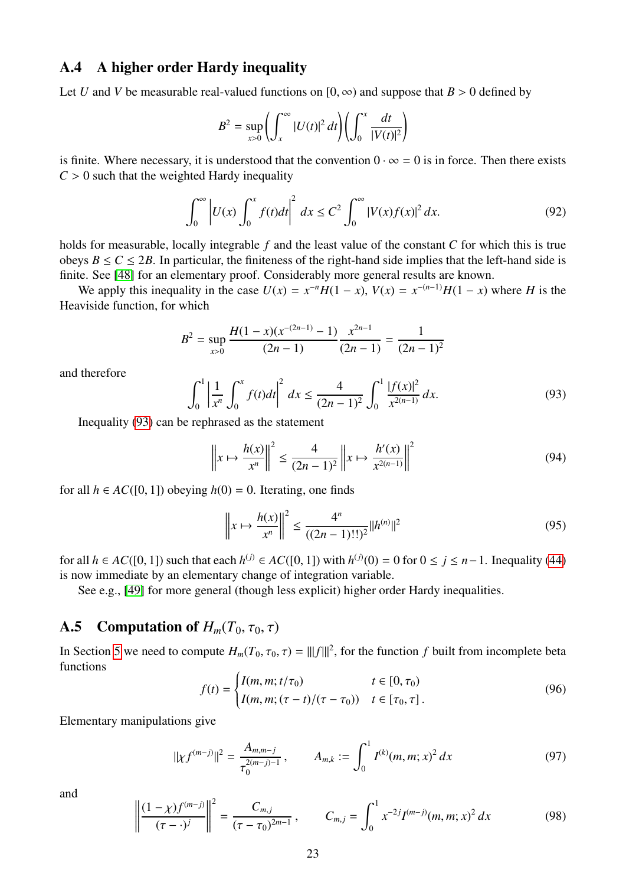## A.4 A higher order Hardy inequality

Let $U$ and $V$ be measurable real-valued functions on $[0, \infty)$ and suppose that $B > 0$ defined by

$$B^2 = \sup_{x>0} \left( \int_x^\infty |U(t)|^2 \, dt \right) \left( \int_0^x \frac{dt}{|V(t)|^2} \right)$$

is finite. Where necessary, it is understood that the convention $0 \cdot \infty = 0$ is in force. Then there exists $C > 0$ such that the weighted Hardy inequality

$$\int_0^\infty \left| U(x) \int_0^x f(t)dt \right|^2 dx \le C^2 \int_0^\infty |V(x)f(x)|^2 \, dx. \tag{92}$$

holds for measurable, locally integrable $f$ and the least value of the constant $C$ for which this is true obeys $B \le C \le 2B$. In particular, the finiteness of the right-hand side implies that the left-hand side is finite. See [48] for an elementary proof. Considerably more general results are known.

We apply this inequality in the case $U(x) = x^{-n}H(1-x)$, $V(x) = x^{-(n-1)}H(1-x)$ where $H$ is the Heaviside function, for which

$$B^2 = \sup_{x>0} \frac{H(1-x)(x^{-(2n-1)} - 1)}{(2n-1)} \frac{x^{2n-1}}{(2n-1)} = \frac{1}{(2n-1)^2}$$

and therefore

$$\int_0^1 \left| \frac{1}{x^n} \int_0^x f(t)dt \right|^2 dx \le \frac{4}{(2n-1)^2} \int_0^1 \frac{|f(x)|^2}{x^{2(n-1)}} \, dx. \tag{93}$$

Inequality (93) can be rephrased as the statement

$$\left\| x \mapsto \frac{h(x)}{x^n} \right\|^2 \le \frac{4}{(2n-1)^2} \left\| x \mapsto \frac{h'(x)}{x^{2(n-1)}} \right\|^2 \tag{94}$$

for all $h \in AC([0, 1])$ obeying $h(0) = 0$. Iterating, one finds

$$\left\| x \mapsto \frac{h(x)}{x^n} \right\|^2 \le \frac{4^n}{((2n-1)!!)^2} \|h^{(n)}\|^2 \tag{95}$$

for all $h \in AC([0, 1])$ such that each $h^{(j)} \in AC([0, 1])$ with $h^{(j)}(0) = 0$ for $0 \le j \le n-1$. Inequality (44) is now immediate by an elementary change of integration variable.

See e.g., [49] for more general (though less explicit) higher order Hardy inequalities.

## A.5 Computation of $H_m(T_0, \tau_0, \tau)$

In Section 5 we need to compute $H_m(T_0, \tau_0, \tau) = |||f|||^2$, for the function $f$ built from incomplete beta functions

$$f(t) = \begin{cases} I(m, m; t/\tau_0) & t \in [0, \tau_0) \\ I(m, m; (\tau - t)/(\tau - \tau_0)) & t \in [\tau_0, \tau]. \end{cases} \tag{96}$$

Elementary manipulations give

$$\|\chi f^{(m-j)}\|^2 = \frac{A_{m,m-j}}{\tau_0^{2(m-j)-1}}, \qquad A_{m,k} := \int_0^1 I^{(k)}(m, m; x)^2 \, dx \tag{97}$$

and

$$\left\| \frac{(1-\chi) f^{(m-j)}}{(\tau - \cdot)^j} \right\|^2 = \frac{C_{m,j}}{(\tau - \tau_0)^{2m-1}}, \qquad C_{m,j} = \int_0^1 x^{-2j} I^{(m-j)}(m, m; x)^2 \, dx \tag{98}$$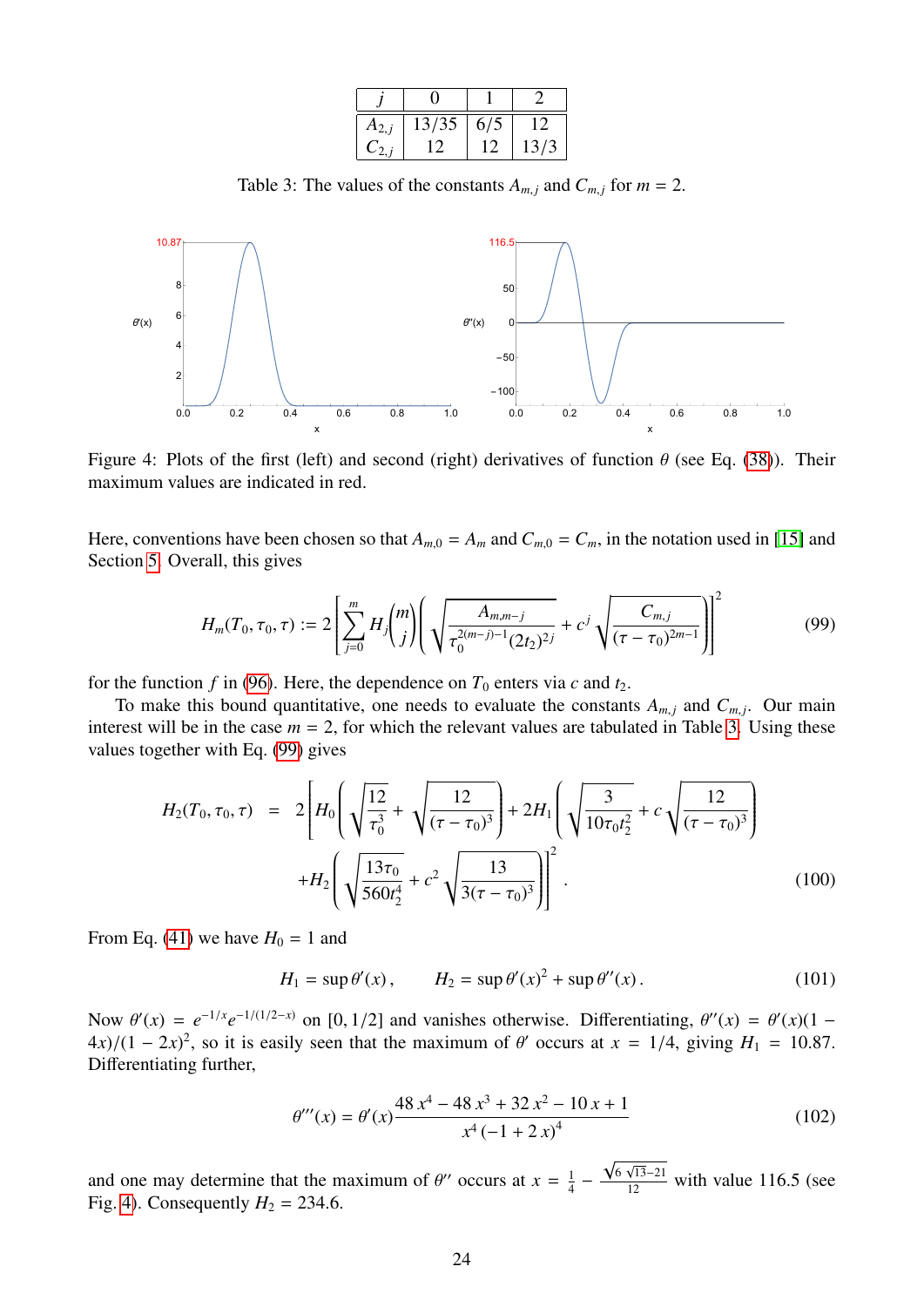| $j$ | 0 | 1 | 2 |
|---|---|---|---|
| $A_{2,j}$ | 13/35 | 6/5 | 12 |
| $C_{2,j}$ | 12 | 12 | 13/3 |

Table 3: The values of the constants $A_{m,j}$ and $C_{m,j}$ for $m = 2$.

Figure 4: Plots of the first (left) and second (right) derivatives of function $\theta$ (see Eq. (38)). Their maximum values are indicated in red.

Here, conventions have been chosen so that $A_{m,0} = A_m$ and $C_{m,0} = C_m$, in the notation used in [15] and Section 5. Overall, this gives

$$H_m(T_0, \tau_0, \tau) := 2\left[\sum_{j=0}^{m} H_j \binom{m}{j}\left(\sqrt{\frac{A_{m,m-j}}{\tau_0^{2(m-j)-1}(2t_2)^{2j}}} + c^j\sqrt{\frac{C_{m,j}}{(\tau-\tau_0)^{2m-1}}}\right)\right]^2 \tag{99}$$

for the function $f$ in (96). Here, the dependence on $T_0$ enters via $c$ and $t_2$.

To make this bound quantitative, one needs to evaluate the constants $A_{m,j}$ and $C_{m,j}$. Our main interest will be in the case $m = 2$, for which the relevant values are tabulated in Table 3. Using these values together with Eq. (99) gives

$$\begin{aligned} H_2(T_0, \tau_0, \tau) \quad = \quad & 2\left[H_0\left(\sqrt{\frac{12}{\tau_0^3}} + \sqrt{\frac{12}{(\tau-\tau_0)^3}}\right) + 2H_1\left(\sqrt{\frac{3}{10\tau_0 t_2^2}} + c\sqrt{\frac{12}{(\tau-\tau_0)^3}}\right)\right. \\ & \left. + H_2\left(\sqrt{\frac{13\tau_0}{560 t_2^4}} + c^2\sqrt{\frac{13}{3(\tau-\tau_0)^3}}\right)\right]^2 . \end{aligned} \tag{100}$$

From Eq. (41) we have $H_0 = 1$ and

$$H_1 = \sup\theta'(x)\,, \qquad H_2 = \sup\theta'(x)^2 + \sup\theta''(x)\,. \tag{101}$$

Now $\theta'(x) = e^{-1/x}e^{-1/(1/2-x)}$ on $[0, 1/2]$ and vanishes otherwise. Differentiating, $\theta''(x) = \theta'(x)(1 - 4x)/(1-2x)^2$, so it is easily seen that the maximum of $\theta'$ occurs at $x = 1/4$, giving $H_1 = 10.87$. Differentiating further,

$$\theta'''(x) = \theta'(x)\frac{48\,x^4 - 48\,x^3 + 32\,x^2 - 10\,x + 1}{x^4\,(-1+2\,x)^4} \tag{102}$$

and one may determine that the maximum of $\theta''$ occurs at $x = \frac{1}{4} - \frac{\sqrt{6\sqrt{13}-21}}{12}$ with value 116.5 (see Fig. 4). Consequently $H_2 = 234.6$.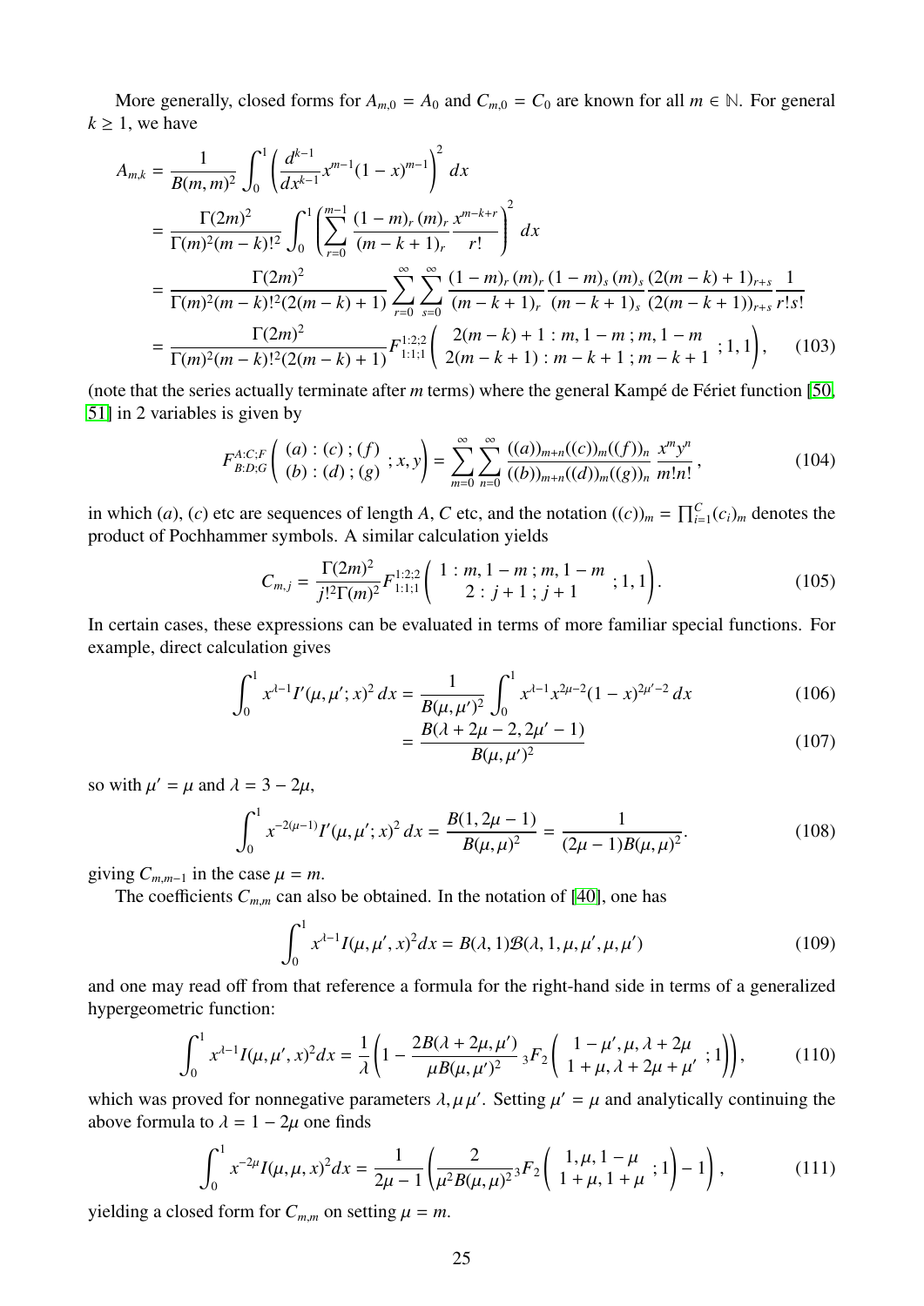More generally, closed forms for $A_{m,0} = A_0$ and $C_{m,0} = C_0$ are known for all $m \in \mathbb{N}$. For general $k \geq 1$, we have

$$
\begin{aligned}
A_{m,k} &= \frac{1}{B(m,m)^2} \int_0^1 \left( \frac{d^{k-1}}{dx^{k-1}} x^{m-1}(1-x)^{m-1} \right)^2 dx \\
&= \frac{\Gamma(2m)^2}{\Gamma(m)^2 (m-k)!^2} \int_0^1 \left( \sum_{r=0}^{m-1} \frac{(1-m)_r \, (m)_r}{(m-k+1)_r} \frac{x^{m-k+r}}{r!} \right)^2 dx \\
&= \frac{\Gamma(2m)^2}{\Gamma(m)^2 (m-k)!^2 (2(m-k)+1)} \sum_{r=0}^{\infty} \sum_{s=0}^{\infty} \frac{(1-m)_r \, (m)_r}{(m-k+1)_r} \frac{(1-m)_s \, (m)_s}{(m-k+1)_s} \frac{(2(m-k)+1)_{r+s}}{(2(m-k+1))_{r+s}} \frac{1}{r!s!} \\
&= \frac{\Gamma(2m)^2}{\Gamma(m)^2 (m-k)!^2 (2(m-k)+1)} F^{1:2;2}_{1:1;1} \left( \begin{matrix} 2(m-k)+1 : m, 1-m \, ; m, 1-m \\ 2(m-k+1) : m-k+1 \, ; m-k+1 \end{matrix} ; 1, 1 \right),
\end{aligned} \tag{103}
$$

(note that the series actually terminate after $m$ terms) where the general Kampé de Fériet function [50, 51] in 2 variables is given by

$$
F^{A:C;F}_{B:D;G} \left( \begin{matrix} (a) : (c) \, ; (f) \\ (b) : (d) \, ; (g) \end{matrix} ; x, y \right) = \sum_{m=0}^{\infty} \sum_{n=0}^{\infty} \frac{((a))_{m+n} ((c))_m ((f))_n}{((b))_{m+n} ((d))_m ((g))_n} \frac{x^m y^n}{m! n!}, \tag{104}
$$

in which $(a)$, $(c)$ etc are sequences of length $A$, $C$ etc, and the notation $((c))_m = \prod_{i=1}^{C} (c_i)_m$ denotes the product of Pochhammer symbols. A similar calculation yields

$$
C_{m,j} = \frac{\Gamma(2m)^2}{j! ^2 \Gamma(m)^2} F^{1:2;2}_{1:1;1} \left( \begin{matrix} 1 : m, 1-m \, ; m, 1-m \\ 2 : j+1 \, ; j+1 \end{matrix} ; 1, 1 \right). \tag{105}
$$

In certain cases, these expressions can be evaluated in terms of more familiar special functions. For example, direct calculation gives

$$
\int_0^1 x^{\lambda-1} I'(\mu, \mu'; x)^2 \, dx = \frac{1}{B(\mu, \mu')^2} \int_0^1 x^{\lambda-1} x^{2\mu-2} (1-x)^{2\mu'-2} \, dx \tag{106}
$$

$$
= \frac{B(\lambda + 2\mu - 2, 2\mu' - 1)}{B(\mu, \mu')^2} \tag{107}
$$

so with $\mu' = \mu$ and $\lambda = 3 - 2\mu$,

$$
\int_0^1 x^{-2(\mu-1)} I'(\mu, \mu'; x)^2 \, dx = \frac{B(1, 2\mu - 1)}{B(\mu, \mu)^2} = \frac{1}{(2\mu - 1) B(\mu, \mu)^2}. \tag{108}
$$

giving $C_{m,m-1}$ in the case $\mu = m$.

The coefficients $C_{m,m}$ can also be obtained. In the notation of [40], one has

$$
\int_0^1 x^{\lambda-1} I(\mu, \mu', x)^2 dx = B(\lambda, 1) \mathcal{B}(\lambda, 1, \mu, \mu', \mu, \mu') \tag{109}
$$

and one may read off from that reference a formula for the right-hand side in terms of a generalized hypergeometric function:

$$
\int_0^1 x^{\lambda-1} I(\mu, \mu', x)^2 dx = \frac{1}{\lambda} \left( 1 - \frac{2B(\lambda + 2\mu, \mu')}{\mu B(\mu, \mu')^2} \, {}_3F_2 \left( \begin{matrix} 1-\mu', \mu, \lambda + 2\mu \\ 1+\mu, \lambda + 2\mu + \mu' \end{matrix} ; 1 \right) \right), \tag{110}
$$

which was proved for nonnegative parameters $\lambda, \mu \, \mu'$. Setting $\mu' = \mu$ and analytically continuing the above formula to $\lambda = 1 - 2\mu$ one finds

$$
\int_0^1 x^{-2\mu} I(\mu, \mu, x)^2 dx = \frac{1}{2\mu - 1} \left( \frac{2}{\mu^2 B(\mu, \mu)^2} {}_3F_2 \left( \begin{matrix} 1, \mu, 1-\mu \\ 1+\mu, 1+\mu \end{matrix} ; 1 \right) - 1 \right), \tag{111}
$$

yielding a closed form for $C_{m,m}$ on setting $\mu = m$.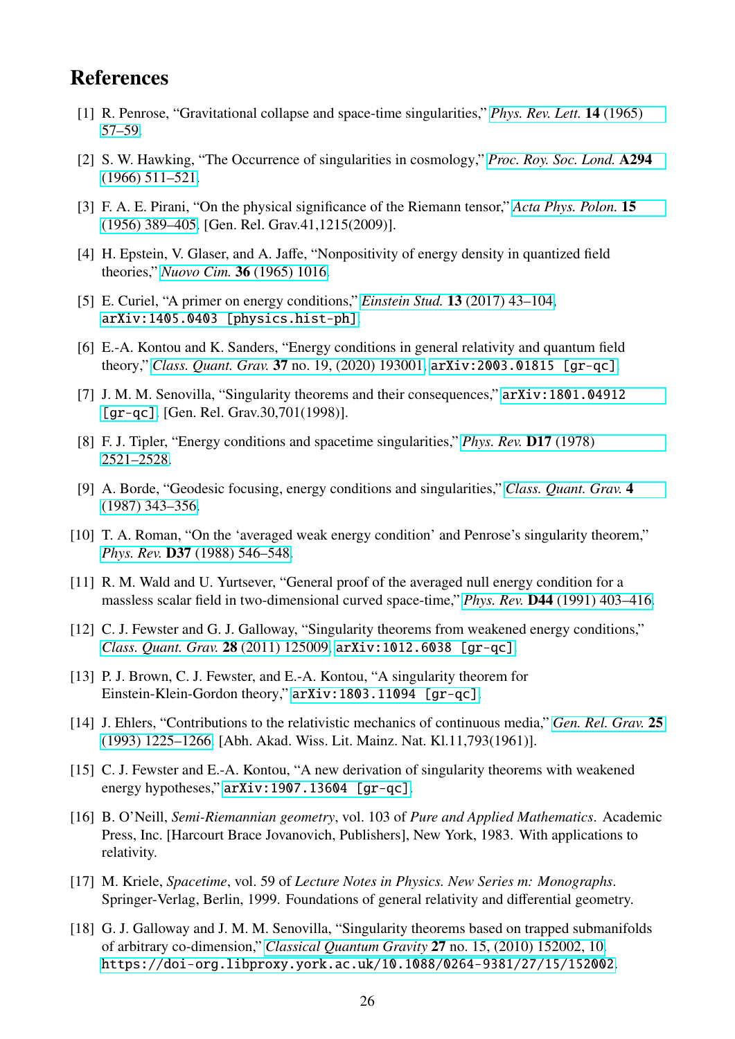## References

[1] R. Penrose, "Gravitational collapse and space-time singularities," *Phys. Rev. Lett.* **14** (1965) 57–59.

[2] S. W. Hawking, "The Occurrence of singularities in cosmology," *Proc. Roy. Soc. Lond.* **A294** (1966) 511–521.

[3] F. A. E. Pirani, "On the physical significance of the Riemann tensor," *Acta Phys. Polon.* **15** (1956) 389–405. [Gen. Rel. Grav.41,1215(2009)].

[4] H. Epstein, V. Glaser, and A. Jaffe, "Nonpositivity of energy density in quantized field theories," *Nuovo Cim.* **36** (1965) 1016.

[5] E. Curiel, "A primer on energy conditions," *Einstein Stud.* **13** (2017) 43–104, `arXiv:1405.0403 [physics.hist-ph]`.

[6] E.-A. Kontou and K. Sanders, "Energy conditions in general relativity and quantum field theory," *Class. Quant. Grav.* **37** no. 19, (2020) 193001, `arXiv:2003.01815 [gr-qc]`.

[7] J. M. M. Senovilla, "Singularity theorems and their consequences," `arXiv:1801.04912 [gr-qc]`. [Gen. Rel. Grav.30,701(1998)].

[8] F. J. Tipler, "Energy conditions and spacetime singularities," *Phys. Rev.* **D17** (1978) 2521–2528.

[9] A. Borde, "Geodesic focusing, energy conditions and singularities," *Class. Quant. Grav.* **4** (1987) 343–356.

[10] T. A. Roman, "On the 'averaged weak energy condition' and Penrose's singularity theorem," *Phys. Rev.* **D37** (1988) 546–548.

[11] R. M. Wald and U. Yurtsever, "General proof of the averaged null energy condition for a massless scalar field in two-dimensional curved space-time," *Phys. Rev.* **D44** (1991) 403–416.

[12] C. J. Fewster and G. J. Galloway, "Singularity theorems from weakened energy conditions," *Class. Quant. Grav.* **28** (2011) 125009, `arXiv:1012.6038 [gr-qc]`.

[13] P. J. Brown, C. J. Fewster, and E.-A. Kontou, "A singularity theorem for Einstein-Klein-Gordon theory," `arXiv:1803.11094 [gr-qc]`.

[14] J. Ehlers, "Contributions to the relativistic mechanics of continuous media," *Gen. Rel. Grav.* **25** (1993) 1225–1266. [Abh. Akad. Wiss. Lit. Mainz. Nat. Kl.11,793(1961)].

[15] C. J. Fewster and E.-A. Kontou, "A new derivation of singularity theorems with weakened energy hypotheses," `arXiv:1907.13604 [gr-qc]`.

[16] B. O'Neill, *Semi-Riemannian geometry*, vol. 103 of *Pure and Applied Mathematics*. Academic Press, Inc. [Harcourt Brace Jovanovich, Publishers], New York, 1983. With applications to relativity.

[17] M. Kriele, *Spacetime*, vol. 59 of *Lecture Notes in Physics. New Series m: Monographs*. Springer-Verlag, Berlin, 1999. Foundations of general relativity and differential geometry.

[18] G. J. Galloway and J. M. M. Senovilla, "Singularity theorems based on trapped submanifolds of arbitrary co-dimension," *Classical Quantum Gravity* **27** no. 15, (2010) 152002, 10. `https://doi-org.libproxy.york.ac.uk/10.1088/0264-9381/27/15/152002`.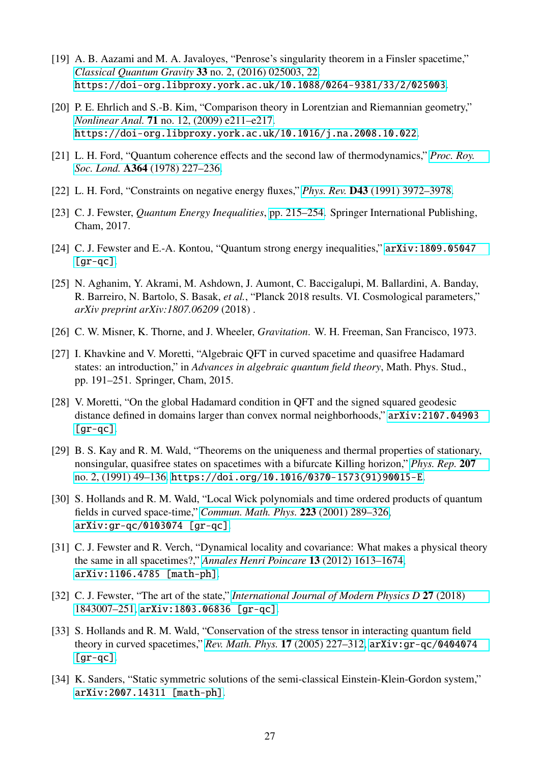[19] A. B. Aazami and M. A. Javaloyes, "Penrose's singularity theorem in a Finsler spacetime," *Classical Quantum Gravity* **33** no. 2, (2016) 025003, 22. https://doi-org.libproxy.york.ac.uk/10.1088/0264-9381/33/2/025003.

[20] P. E. Ehrlich and S.-B. Kim, "Comparison theory in Lorentzian and Riemannian geometry," *Nonlinear Anal.* **71** no. 12, (2009) e211–e217. https://doi-org.libproxy.york.ac.uk/10.1016/j.na.2008.10.022.

[21] L. H. Ford, "Quantum coherence effects and the second law of thermodynamics," *Proc. Roy. Soc. Lond.* **A364** (1978) 227–236.

[22] L. H. Ford, "Constraints on negative energy fluxes," *Phys. Rev.* **D43** (1991) 3972–3978.

[23] C. J. Fewster, *Quantum Energy Inequalities*, pp. 215–254. Springer International Publishing, Cham, 2017.

[24] C. J. Fewster and E.-A. Kontou, "Quantum strong energy inequalities," arXiv:1809.05047 [gr-qc].

[25] N. Aghanim, Y. Akrami, M. Ashdown, J. Aumont, C. Baccigalupi, M. Ballardini, A. Banday, R. Barreiro, N. Bartolo, S. Basak, *et al.*, "Planck 2018 results. VI. Cosmological parameters," *arXiv preprint arXiv:1807.06209* (2018) .

[26] C. W. Misner, K. Thorne, and J. Wheeler, *Gravitation*. W. H. Freeman, San Francisco, 1973.

[27] I. Khavkine and V. Moretti, "Algebraic QFT in curved spacetime and quasifree Hadamard states: an introduction," in *Advances in algebraic quantum field theory*, Math. Phys. Stud., pp. 191–251. Springer, Cham, 2015.

[28] V. Moretti, "On the global Hadamard condition in QFT and the signed squared geodesic distance defined in domains larger than convex normal neighborhoods," arXiv:2107.04903 [gr-qc].

[29] B. S. Kay and R. M. Wald, "Theorems on the uniqueness and thermal properties of stationary, nonsingular, quasifree states on spacetimes with a bifurcate Killing horizon," *Phys. Rep.* **207** no. 2, (1991) 49–136. https://doi.org/10.1016/0370-1573(91)90015-E.

[30] S. Hollands and R. M. Wald, "Local Wick polynomials and time ordered products of quantum fields in curved space-time," *Commun. Math. Phys.* **223** (2001) 289–326, arXiv:gr-qc/0103074 [gr-qc].

[31] C. J. Fewster and R. Verch, "Dynamical locality and covariance: What makes a physical theory the same in all spacetimes?," *Annales Henri Poincare* **13** (2012) 1613–1674, arXiv:1106.4785 [math-ph].

[32] C. J. Fewster, "The art of the state," *International Journal of Modern Physics D* **27** (2018) 1843007–251, arXiv:1803.06836 [gr-qc].

[33] S. Hollands and R. M. Wald, "Conservation of the stress tensor in interacting quantum field theory in curved spacetimes," *Rev. Math. Phys.* **17** (2005) 227–312, arXiv:gr-qc/0404074 [gr-qc].

[34] K. Sanders, "Static symmetric solutions of the semi-classical Einstein-Klein-Gordon system," arXiv:2007.14311 [math-ph].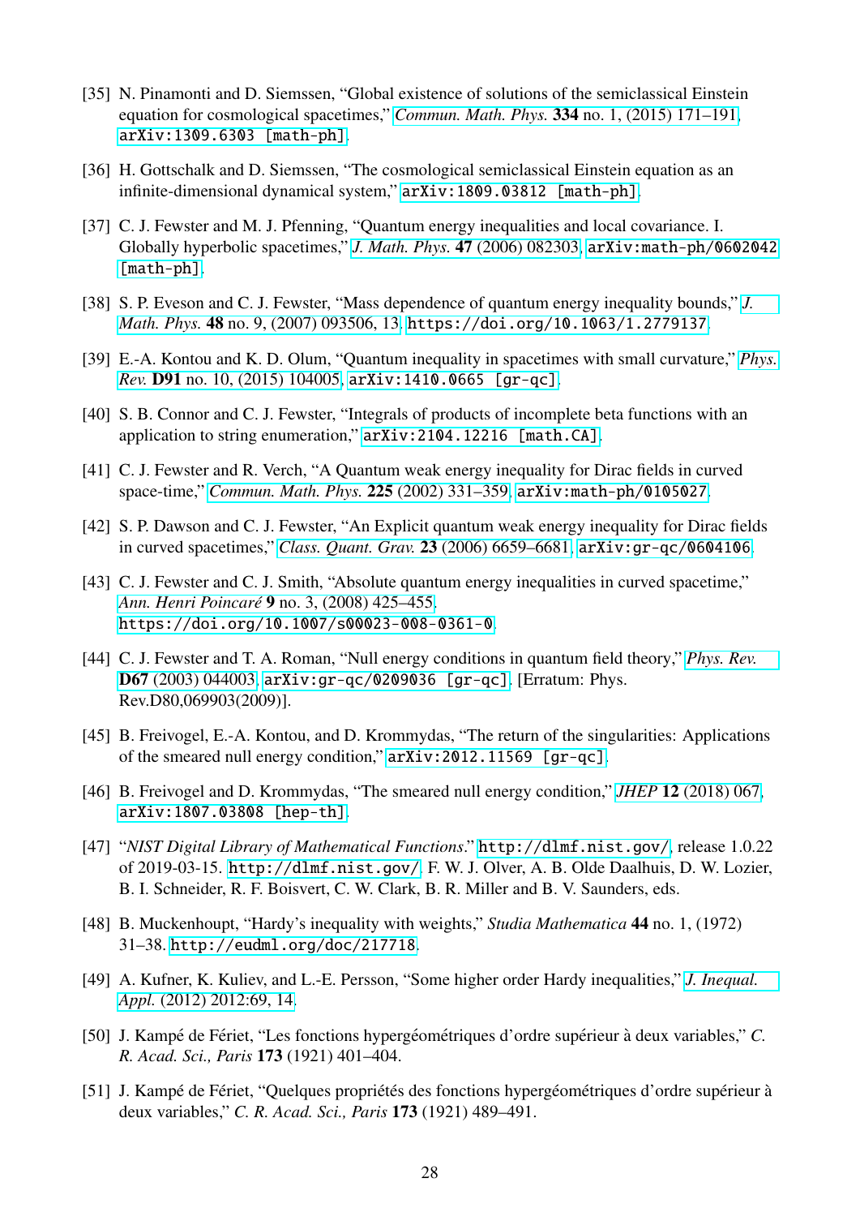[35] N. Pinamonti and D. Siemssen, "Global existence of solutions of the semiclassical Einstein equation for cosmological spacetimes," *Commun. Math. Phys.* **334** no. 1, (2015) 171–191, `arXiv:1309.6303 [math-ph]`.

[36] H. Gottschalk and D. Siemssen, "The cosmological semiclassical Einstein equation as an infinite-dimensional dynamical system," `arXiv:1809.03812 [math-ph]`.

[37] C. J. Fewster and M. J. Pfenning, "Quantum energy inequalities and local covariance. I. Globally hyperbolic spacetimes," *J. Math. Phys.* **47** (2006) 082303, `arXiv:math-ph/0602042 [math-ph]`.

[38] S. P. Eveson and C. J. Fewster, "Mass dependence of quantum energy inequality bounds," *J. Math. Phys.* **48** no. 9, (2007) 093506, 13. `https://doi.org/10.1063/1.2779137`.

[39] E.-A. Kontou and K. D. Olum, "Quantum inequality in spacetimes with small curvature," *Phys. Rev.* **D91** no. 10, (2015) 104005, `arXiv:1410.0665 [gr-qc]`.

[40] S. B. Connor and C. J. Fewster, "Integrals of products of incomplete beta functions with an application to string enumeration," `arXiv:2104.12216 [math.CA]`.

[41] C. J. Fewster and R. Verch, "A Quantum weak energy inequality for Dirac fields in curved space-time," *Commun. Math. Phys.* **225** (2002) 331–359, `arXiv:math-ph/0105027`.

[42] S. P. Dawson and C. J. Fewster, "An Explicit quantum weak energy inequality for Dirac fields in curved spacetimes," *Class. Quant. Grav.* **23** (2006) 6659–6681, `arXiv:gr-qc/0604106`.

[43] C. J. Fewster and C. J. Smith, "Absolute quantum energy inequalities in curved spacetime," *Ann. Henri Poincaré* **9** no. 3, (2008) 425–455. `https://doi.org/10.1007/s00023-008-0361-0`.

[44] C. J. Fewster and T. A. Roman, "Null energy conditions in quantum field theory," *Phys. Rev.* **D67** (2003) 044003, `arXiv:gr-qc/0209036 [gr-qc]`. [Erratum: Phys. Rev.D80,069903(2009)].

[45] B. Freivogel, E.-A. Kontou, and D. Krommydas, "The return of the singularities: Applications of the smeared null energy condition," `arXiv:2012.11569 [gr-qc]`.

[46] B. Freivogel and D. Krommydas, "The smeared null energy condition," *JHEP* **12** (2018) 067, `arXiv:1807.03808 [hep-th]`.

[47] "*NIST Digital Library of Mathematical Functions*." `http://dlmf.nist.gov/`, release 1.0.22 of 2019-03-15. `http://dlmf.nist.gov/`. F. W. J. Olver, A. B. Olde Daalhuis, D. W. Lozier, B. I. Schneider, R. F. Boisvert, C. W. Clark, B. R. Miller and B. V. Saunders, eds.

[48] B. Muckenhoupt, "Hardy's inequality with weights," *Studia Mathematica* **44** no. 1, (1972) 31–38. `http://eudml.org/doc/217718`.

[49] A. Kufner, K. Kuliev, and L.-E. Persson, "Some higher order Hardy inequalities," *J. Inequal. Appl.* (2012) 2012:69, 14.

[50] J. Kampé de Fériet, "Les fonctions hypergéométriques d'ordre supérieur à deux variables," *C. R. Acad. Sci., Paris* **173** (1921) 401–404.

[51] J. Kampé de Fériet, "Quelques propriétés des fonctions hypergéométriques d'ordre supérieur à deux variables," *C. R. Acad. Sci., Paris* **173** (1921) 489–491.